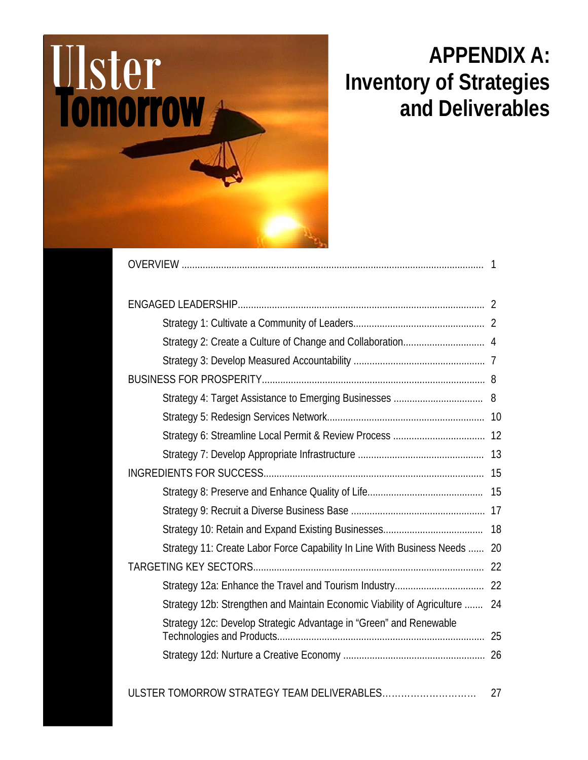Ulster Tomorrow

# APPENDIX A: Inventory of Strategies and Deliverables

OVERVIEW ........................................................ 1

ENGAGED LEADERSHIP........................................................ 2

- Strategy 1: Cultivate a Community of Leaders........................................ 2
- Strategy 2: Create a Culture of Change and Collaboration........................ 4
- Strategy 3: Develop Measured Accountability ........................................ 7

BUSINESS FOR PROSPERITY........................................................ 8

- Strategy 4: Target Assistance to Emerging Businesses ........................ 8
- Strategy 5: Redesign Services Network........................................ 10
- Strategy 6: Streamline Local Permit & Review Process ........................ 12
- Strategy 7: Develop Appropriate Infrastructure ........................................ 13

INGREDIENTS FOR SUCCESS........................................................ 15

- Strategy 8: Preserve and Enhance Quality of Life........................................ 15
- Strategy 9: Recruit a Diverse Business Base ........................................ 17
- Strategy 10: Retain and Expand Existing Businesses........................ 18
- Strategy 11: Create Labor Force Capability In Line With Business Needs ...... 20

TARGETING KEY SECTORS........................................................ 22

- Strategy 12a: Enhance the Travel and Tourism Industry........................ 22
- Strategy 12b: Strengthen and Maintain Economic Viability of Agriculture ....... 24
- Strategy 12c: Develop Strategic Advantage in "Green" and Renewable Technologies and Products........................................ 25
- Strategy 12d: Nurture a Creative Economy ........................................ 26

ULSTER TOMORROW STRATEGY TEAM DELIVERABLES........................ 27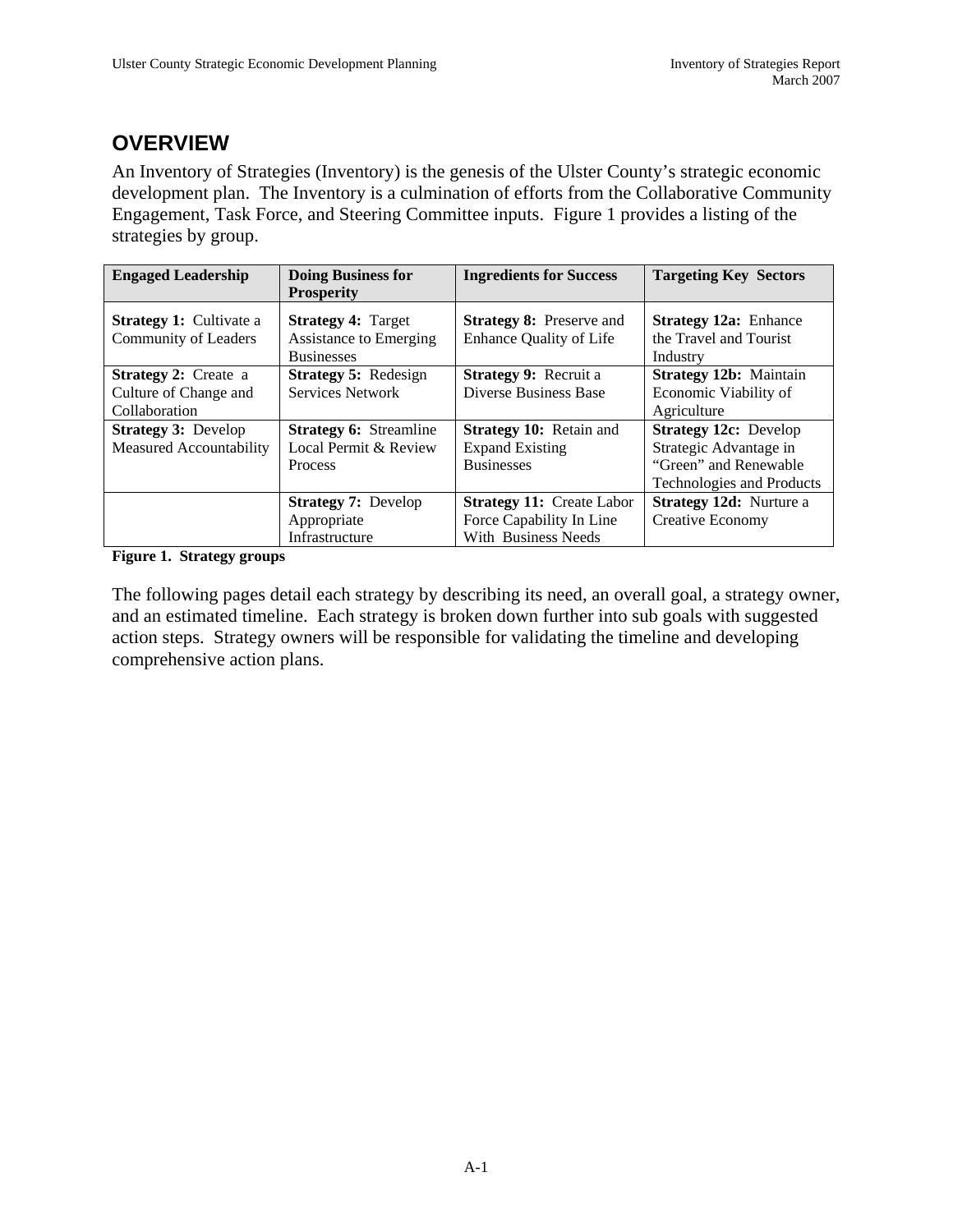# OVERVIEW

An Inventory of Strategies (Inventory) is the genesis of the Ulster County's strategic economic development plan. The Inventory is a culmination of efforts from the Collaborative Community Engagement, Task Force, and Steering Committee inputs. Figure 1 provides a listing of the strategies by group.

| Engaged Leadership | Doing Business for Prosperity | Ingredients for Success | Targeting Key Sectors |
|---|---|---|---|
| **Strategy 1:** Cultivate a Community of Leaders | **Strategy 4:** Target Assistance to Emerging Businesses | **Strategy 8:** Preserve and Enhance Quality of Life | **Strategy 12a:** Enhance the Travel and Tourist Industry |
| **Strategy 2:** Create a Culture of Change and Collaboration | **Strategy 5:** Redesign Services Network | **Strategy 9:** Recruit a Diverse Business Base | **Strategy 12b:** Maintain Economic Viability of Agriculture |
| **Strategy 3:** Develop Measured Accountability | **Strategy 6:** Streamline Local Permit & Review Process | **Strategy 10:** Retain and Expand Existing Businesses | **Strategy 12c:** Develop Strategic Advantage in "Green" and Renewable Technologies and Products |
| | **Strategy 7:** Develop Appropriate Infrastructure | **Strategy 11:** Create Labor Force Capability In Line With Business Needs | **Strategy 12d:** Nurture a Creative Economy |

**Figure 1. Strategy groups**

The following pages detail each strategy by describing its need, an overall goal, a strategy owner, and an estimated timeline. Each strategy is broken down further into sub goals with suggested action steps. Strategy owners will be responsible for validating the timeline and developing comprehensive action plans.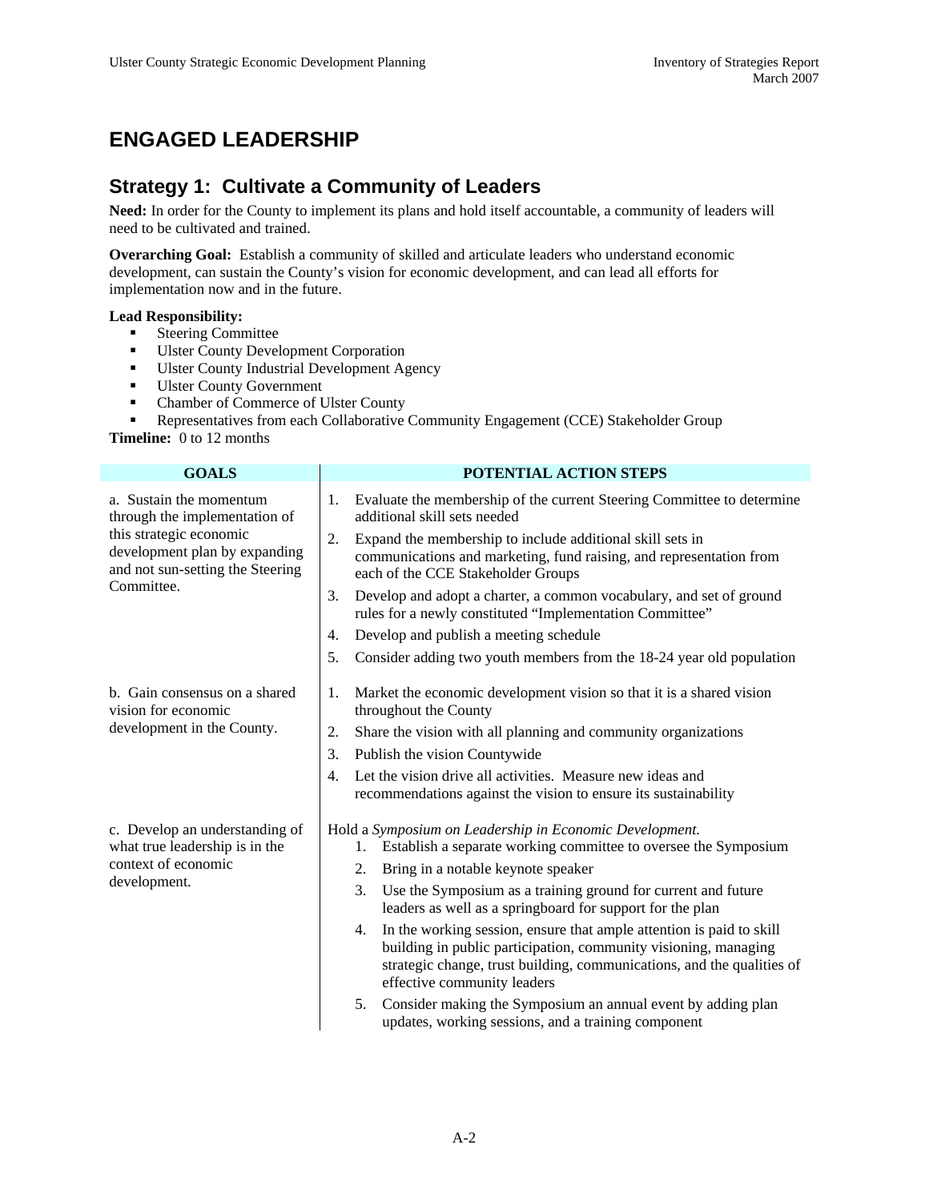# ENGAGED LEADERSHIP

## Strategy 1: Cultivate a Community of Leaders

**Need:** In order for the County to implement its plans and hold itself accountable, a community of leaders will need to be cultivated and trained.

**Overarching Goal:** Establish a community of skilled and articulate leaders who understand economic development, can sustain the County's vision for economic development, and can lead all efforts for implementation now and in the future.

**Lead Responsibility:**

- Steering Committee
- Ulster County Development Corporation
- Ulster County Industrial Development Agency
- Ulster County Government
- Chamber of Commerce of Ulster County
- Representatives from each Collaborative Community Engagement (CCE) Stakeholder Group

**Timeline:** 0 to 12 months

| GOALS | POTENTIAL ACTION STEPS |
|---|---|
| a. Sustain the momentum through the implementation of this strategic economic development plan by expanding and not sun-setting the Steering Committee. | 1. Evaluate the membership of the current Steering Committee to determine additional skill sets needed<br>2. Expand the membership to include additional skill sets in communications and marketing, fund raising, and representation from each of the CCE Stakeholder Groups<br>3. Develop and adopt a charter, a common vocabulary, and set of ground rules for a newly constituted "Implementation Committee"<br>4. Develop and publish a meeting schedule<br>5. Consider adding two youth members from the 18-24 year old population |
| b. Gain consensus on a shared vision for economic development in the County. | 1. Market the economic development vision so that it is a shared vision throughout the County<br>2. Share the vision with all planning and community organizations<br>3. Publish the vision Countywide<br>4. Let the vision drive all activities. Measure new ideas and recommendations against the vision to ensure its sustainability |
| c. Develop an understanding of what true leadership is in the context of economic development. | Hold a *Symposium on Leadership in Economic Development.*<br>1. Establish a separate working committee to oversee the Symposium<br>2. Bring in a notable keynote speaker<br>3. Use the Symposium as a training ground for current and future leaders as well as a springboard for support for the plan<br>4. In the working session, ensure that ample attention is paid to skill building in public participation, community visioning, managing strategic change, trust building, communications, and the qualities of effective community leaders<br>5. Consider making the Symposium an annual event by adding plan updates, working sessions, and a training component |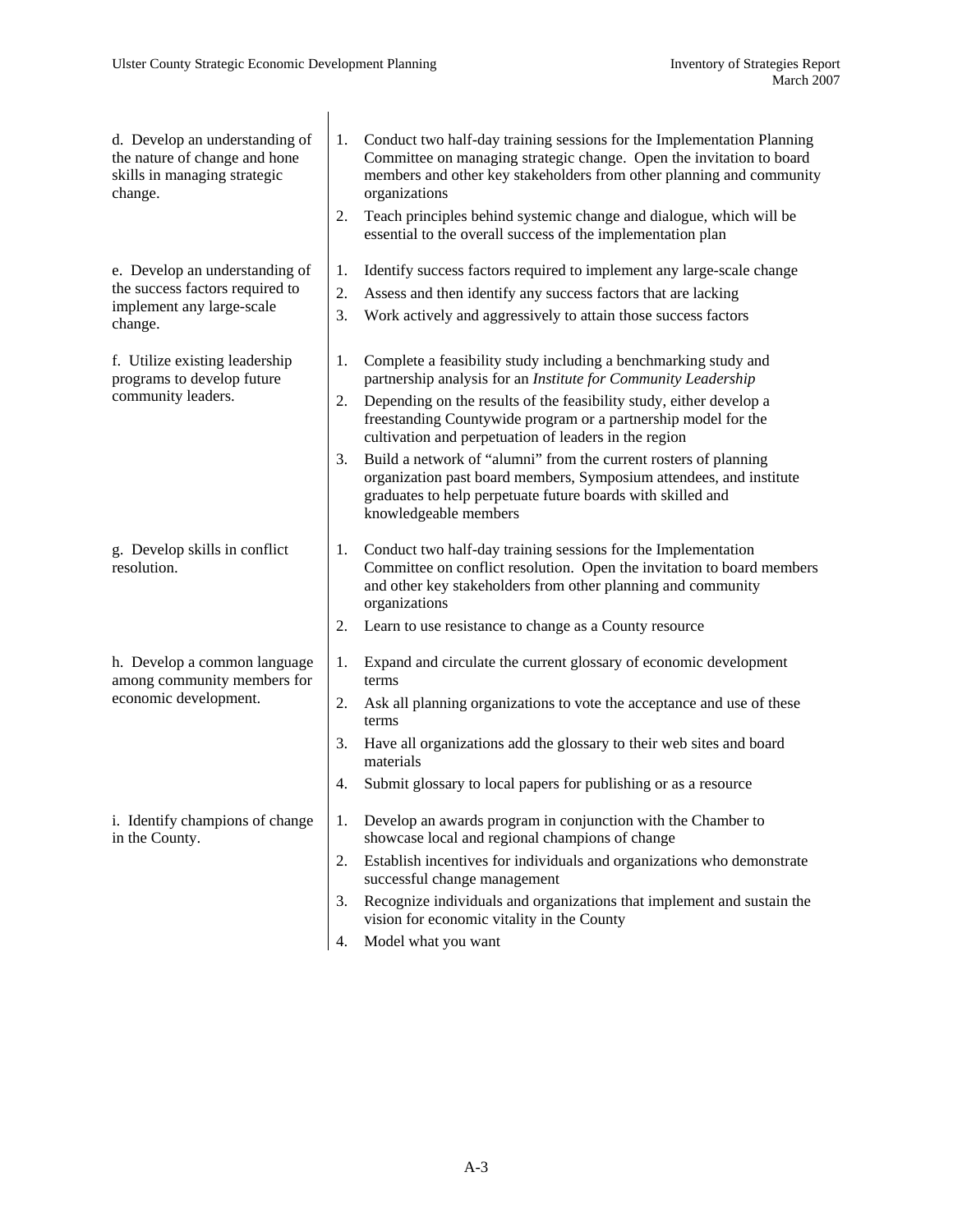| | |
|---|---|
| d. Develop an understanding of the nature of change and hone skills in managing strategic change. | 1. Conduct two half-day training sessions for the Implementation Planning Committee on managing strategic change. Open the invitation to board members and other key stakeholders from other planning and community organizations<br>2. Teach principles behind systemic change and dialogue, which will be essential to the overall success of the implementation plan |
| e. Develop an understanding of the success factors required to implement any large-scale change. | 1. Identify success factors required to implement any large-scale change<br>2. Assess and then identify any success factors that are lacking<br>3. Work actively and aggressively to attain those success factors |
| f. Utilize existing leadership programs to develop future community leaders. | 1. Complete a feasibility study including a benchmarking study and partnership analysis for an *Institute for Community Leadership*<br>2. Depending on the results of the feasibility study, either develop a freestanding Countywide program or a partnership model for the cultivation and perpetuation of leaders in the region<br>3. Build a network of "alumni" from the current rosters of planning organization past board members, Symposium attendees, and institute graduates to help perpetuate future boards with skilled and knowledgeable members |
| g. Develop skills in conflict resolution. | 1. Conduct two half-day training sessions for the Implementation Committee on conflict resolution. Open the invitation to board members and other key stakeholders from other planning and community organizations<br>2. Learn to use resistance to change as a County resource |
| h. Develop a common language among community members for economic development. | 1. Expand and circulate the current glossary of economic development terms<br>2. Ask all planning organizations to vote the acceptance and use of these terms<br>3. Have all organizations add the glossary to their web sites and board materials<br>4. Submit glossary to local papers for publishing or as a resource |
| i. Identify champions of change in the County. | 1. Develop an awards program in conjunction with the Chamber to showcase local and regional champions of change<br>2. Establish incentives for individuals and organizations who demonstrate successful change management<br>3. Recognize individuals and organizations that implement and sustain the vision for economic vitality in the County<br>4. Model what you want |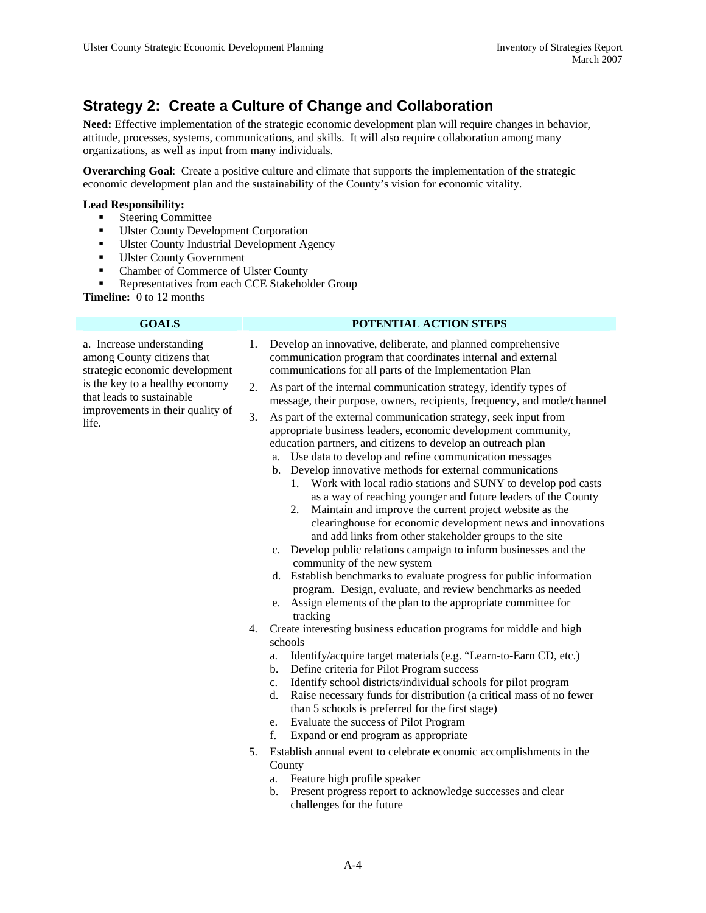## Strategy 2: Create a Culture of Change and Collaboration

**Need:** Effective implementation of the strategic economic development plan will require changes in behavior, attitude, processes, systems, communications, and skills. It will also require collaboration among many organizations, as well as input from many individuals.

**Overarching Goal**: Create a positive culture and climate that supports the implementation of the strategic economic development plan and the sustainability of the County's vision for economic vitality.

**Lead Responsibility:**

- Steering Committee
- Ulster County Development Corporation
- Ulster County Industrial Development Agency
- Ulster County Government
- Chamber of Commerce of Ulster County
- Representatives from each CCE Stakeholder Group

**Timeline:** 0 to 12 months

| GOALS | POTENTIAL ACTION STEPS |
|---|---|
| a. Increase understanding among County citizens that strategic economic development is the key to a healthy economy that leads to sustainable improvements in their quality of life. | 1. Develop an innovative, deliberate, and planned comprehensive communication program that coordinates internal and external communications for all parts of the Implementation Plan<br>2. As part of the internal communication strategy, identify types of message, their purpose, owners, recipients, frequency, and mode/channel<br>3. As part of the external communication strategy, seek input from appropriate business leaders, economic development community, education partners, and citizens to develop an outreach plan<br>&nbsp;&nbsp;a. Use data to develop and refine communication messages<br>&nbsp;&nbsp;b. Develop innovative methods for external communications<br>&nbsp;&nbsp;&nbsp;&nbsp;1. Work with local radio stations and SUNY to develop pod casts as a way of reaching younger and future leaders of the County<br>&nbsp;&nbsp;&nbsp;&nbsp;2. Maintain and improve the current project website as the clearinghouse for economic development news and innovations and add links from other stakeholder groups to the site<br>&nbsp;&nbsp;c. Develop public relations campaign to inform businesses and the community of the new system<br>&nbsp;&nbsp;d. Establish benchmarks to evaluate progress for public information program. Design, evaluate, and review benchmarks as needed<br>&nbsp;&nbsp;e. Assign elements of the plan to the appropriate committee for tracking<br>4. Create interesting business education programs for middle and high schools<br>&nbsp;&nbsp;a. Identify/acquire target materials (e.g. "Learn-to-Earn CD, etc.)<br>&nbsp;&nbsp;b. Define criteria for Pilot Program success<br>&nbsp;&nbsp;c. Identify school districts/individual schools for pilot program<br>&nbsp;&nbsp;d. Raise necessary funds for distribution (a critical mass of no fewer than 5 schools is preferred for the first stage)<br>&nbsp;&nbsp;e. Evaluate the success of Pilot Program<br>&nbsp;&nbsp;f. Expand or end program as appropriate<br>5. Establish annual event to celebrate economic accomplishments in the County<br>&nbsp;&nbsp;a. Feature high profile speaker<br>&nbsp;&nbsp;b. Present progress report to acknowledge successes and clear challenges for the future |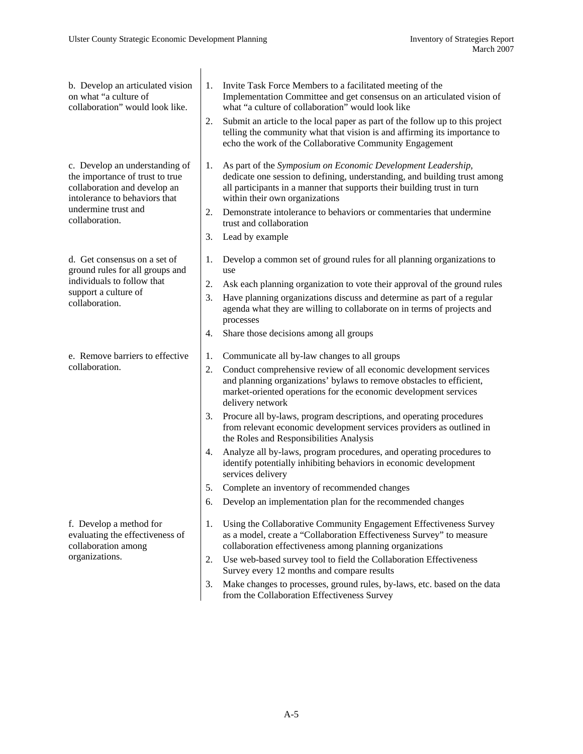| | |
|---|---|
| b. Develop an articulated vision on what "a culture of collaboration" would look like. | 1. Invite Task Force Members to a facilitated meeting of the Implementation Committee and get consensus on an articulated vision of what "a culture of collaboration" would look like<br>2. Submit an article to the local paper as part of the follow up to this project telling the community what that vision is and affirming its importance to echo the work of the Collaborative Community Engagement |
| c. Develop an understanding of the importance of trust to true collaboration and develop an intolerance to behaviors that undermine trust and collaboration. | 1. As part of the *Symposium on Economic Development Leadership,* dedicate one session to defining, understanding, and building trust among all participants in a manner that supports their building trust in turn within their own organizations<br>2. Demonstrate intolerance to behaviors or commentaries that undermine trust and collaboration<br>3. Lead by example |
| d. Get consensus on a set of ground rules for all groups and individuals to follow that support a culture of collaboration. | 1. Develop a common set of ground rules for all planning organizations to use<br>2. Ask each planning organization to vote their approval of the ground rules<br>3. Have planning organizations discuss and determine as part of a regular agenda what they are willing to collaborate on in terms of projects and processes<br>4. Share those decisions among all groups |
| e. Remove barriers to effective collaboration. | 1. Communicate all by-law changes to all groups<br>2. Conduct comprehensive review of all economic development services and planning organizations' bylaws to remove obstacles to efficient, market-oriented operations for the economic development services delivery network<br>3. Procure all by-laws, program descriptions, and operating procedures from relevant economic development services providers as outlined in the Roles and Responsibilities Analysis<br>4. Analyze all by-laws, program procedures, and operating procedures to identify potentially inhibiting behaviors in economic development services delivery<br>5. Complete an inventory of recommended changes<br>6. Develop an implementation plan for the recommended changes |
| f. Develop a method for evaluating the effectiveness of collaboration among organizations. | 1. Using the Collaborative Community Engagement Effectiveness Survey as a model, create a "Collaboration Effectiveness Survey" to measure collaboration effectiveness among planning organizations<br>2. Use web-based survey tool to field the Collaboration Effectiveness Survey every 12 months and compare results<br>3. Make changes to processes, ground rules, by-laws, etc. based on the data from the Collaboration Effectiveness Survey |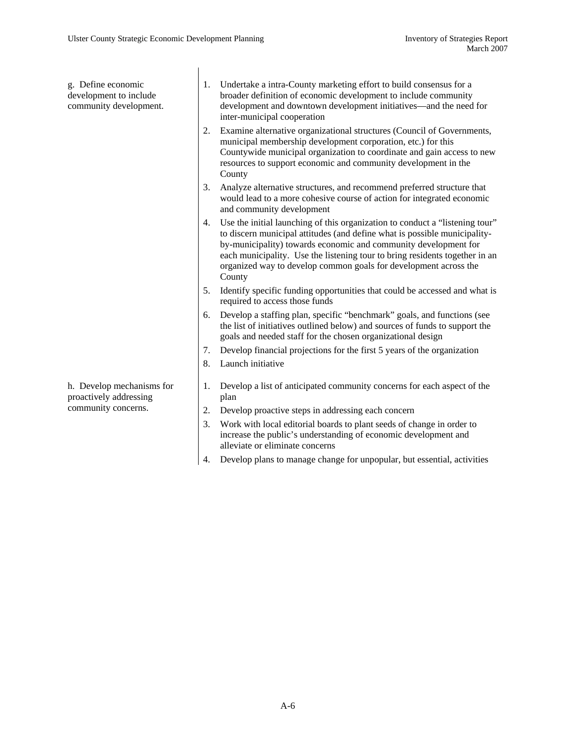| | |
|---|---|
| g. Define economic development to include community development. | 1. Undertake a intra-County marketing effort to build consensus for a broader definition of economic development to include community development and downtown development initiatives—and the need for inter-municipal cooperation<br>2. Examine alternative organizational structures (Council of Governments, municipal membership development corporation, etc.) for this Countywide municipal organization to coordinate and gain access to new resources to support economic and community development in the County<br>3. Analyze alternative structures, and recommend preferred structure that would lead to a more cohesive course of action for integrated economic and community development<br>4. Use the initial launching of this organization to conduct a "listening tour" to discern municipal attitudes (and define what is possible municipality-by-municipality) towards economic and community development for each municipality. Use the listening tour to bring residents together in an organized way to develop common goals for development across the County<br>5. Identify specific funding opportunities that could be accessed and what is required to access those funds<br>6. Develop a staffing plan, specific "benchmark" goals, and functions (see the list of initiatives outlined below) and sources of funds to support the goals and needed staff for the chosen organizational design<br>7. Develop financial projections for the first 5 years of the organization<br>8. Launch initiative |
| h. Develop mechanisms for proactively addressing community concerns. | 1. Develop a list of anticipated community concerns for each aspect of the plan<br>2. Develop proactive steps in addressing each concern<br>3. Work with local editorial boards to plant seeds of change in order to increase the public's understanding of economic development and alleviate or eliminate concerns<br>4. Develop plans to manage change for unpopular, but essential, activities |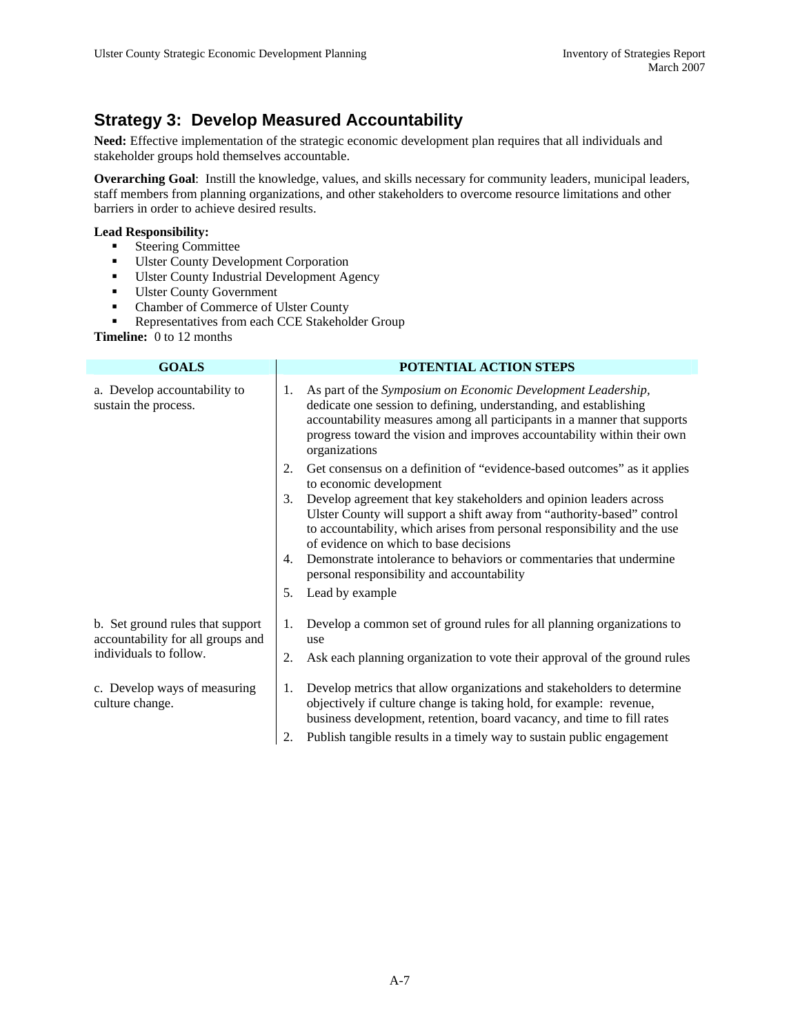## Strategy 3: Develop Measured Accountability

**Need:** Effective implementation of the strategic economic development plan requires that all individuals and stakeholder groups hold themselves accountable.

**Overarching Goal**: Instill the knowledge, values, and skills necessary for community leaders, municipal leaders, staff members from planning organizations, and other stakeholders to overcome resource limitations and other barriers in order to achieve desired results.

**Lead Responsibility:**

- Steering Committee
- Ulster County Development Corporation
- Ulster County Industrial Development Agency
- Ulster County Government
- Chamber of Commerce of Ulster County
- Representatives from each CCE Stakeholder Group

**Timeline:** 0 to 12 months

| GOALS | POTENTIAL ACTION STEPS |
|---|---|
| a. Develop accountability to sustain the process. | 1. As part of the *Symposium on Economic Development Leadership*, dedicate one session to defining, understanding, and establishing accountability measures among all participants in a manner that supports progress toward the vision and improves accountability within their own organizations<br>2. Get consensus on a definition of "evidence-based outcomes" as it applies to economic development<br>3. Develop agreement that key stakeholders and opinion leaders across Ulster County will support a shift away from "authority-based" control to accountability, which arises from personal responsibility and the use of evidence on which to base decisions<br>4. Demonstrate intolerance to behaviors or commentaries that undermine personal responsibility and accountability<br>5. Lead by example |
| b. Set ground rules that support accountability for all groups and individuals to follow. | 1. Develop a common set of ground rules for all planning organizations to use<br>2. Ask each planning organization to vote their approval of the ground rules |
| c. Develop ways of measuring culture change. | 1. Develop metrics that allow organizations and stakeholders to determine objectively if culture change is taking hold, for example: revenue, business development, retention, board vacancy, and time to fill rates<br>2. Publish tangible results in a timely way to sustain public engagement |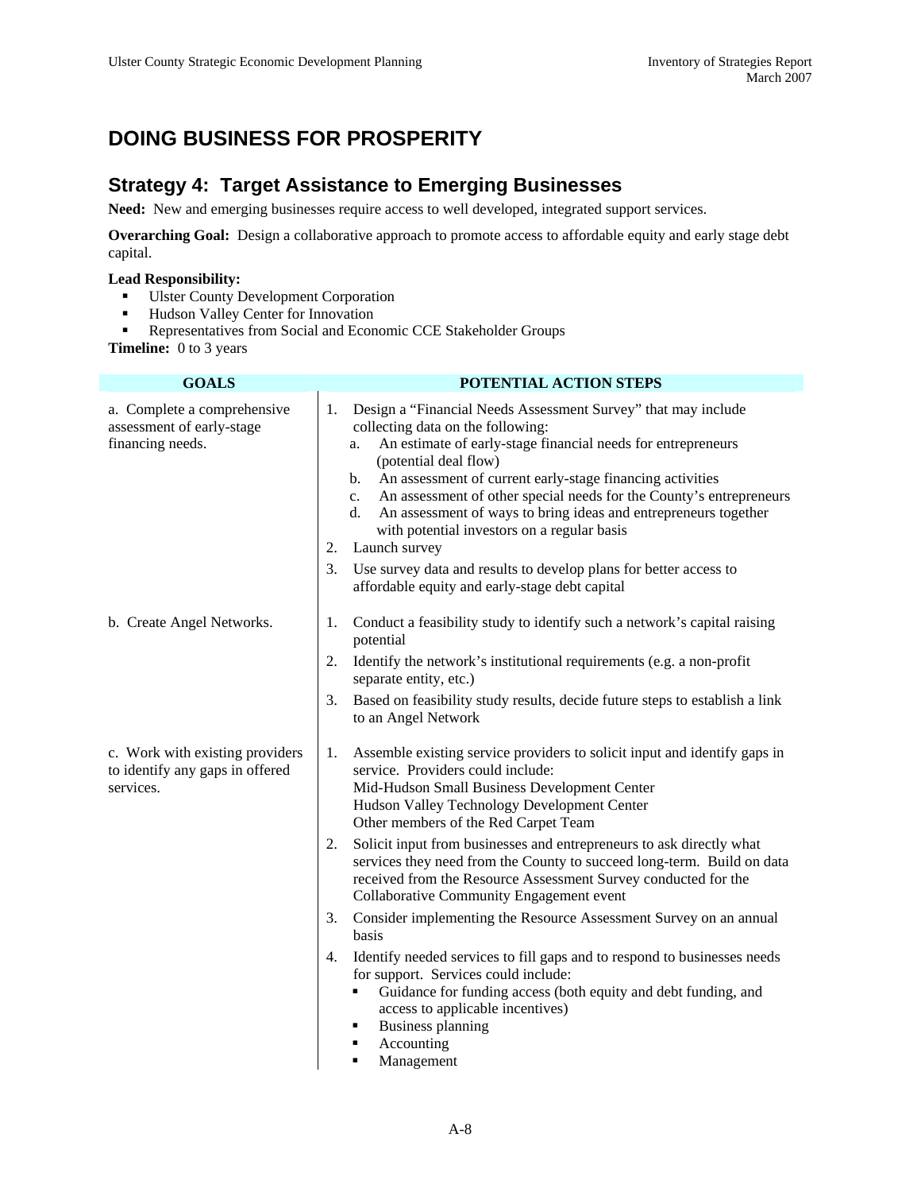# DOING BUSINESS FOR PROSPERITY

## Strategy 4: Target Assistance to Emerging Businesses

**Need:** New and emerging businesses require access to well developed, integrated support services.

**Overarching Goal:** Design a collaborative approach to promote access to affordable equity and early stage debt capital.

**Lead Responsibility:**

- Ulster County Development Corporation
- Hudson Valley Center for Innovation
- Representatives from Social and Economic CCE Stakeholder Groups

**Timeline:** 0 to 3 years

| GOALS | POTENTIAL ACTION STEPS |
|---|---|
| a. Complete a comprehensive assessment of early-stage financing needs. | 1. Design a "Financial Needs Assessment Survey" that may include collecting data on the following:<br>a. An estimate of early-stage financial needs for entrepreneurs (potential deal flow)<br>b. An assessment of current early-stage financing activities<br>c. An assessment of other special needs for the County's entrepreneurs<br>d. An assessment of ways to bring ideas and entrepreneurs together with potential investors on a regular basis<br>2. Launch survey<br>3. Use survey data and results to develop plans for better access to affordable equity and early-stage debt capital |
| b. Create Angel Networks. | 1. Conduct a feasibility study to identify such a network's capital raising potential<br>2. Identify the network's institutional requirements (e.g. a non-profit separate entity, etc.)<br>3. Based on feasibility study results, decide future steps to establish a link to an Angel Network |
| c. Work with existing providers to identify any gaps in offered services. | 1. Assemble existing service providers to solicit input and identify gaps in service. Providers could include:<br>Mid-Hudson Small Business Development Center<br>Hudson Valley Technology Development Center<br>Other members of the Red Carpet Team<br>2. Solicit input from businesses and entrepreneurs to ask directly what services they need from the County to succeed long-term. Build on data received from the Resource Assessment Survey conducted for the Collaborative Community Engagement event<br>3. Consider implementing the Resource Assessment Survey on an annual basis<br>4. Identify needed services to fill gaps and to respond to businesses needs for support. Services could include:<br>▪ Guidance for funding access (both equity and debt funding, and access to applicable incentives)<br>▪ Business planning<br>▪ Accounting<br>▪ Management |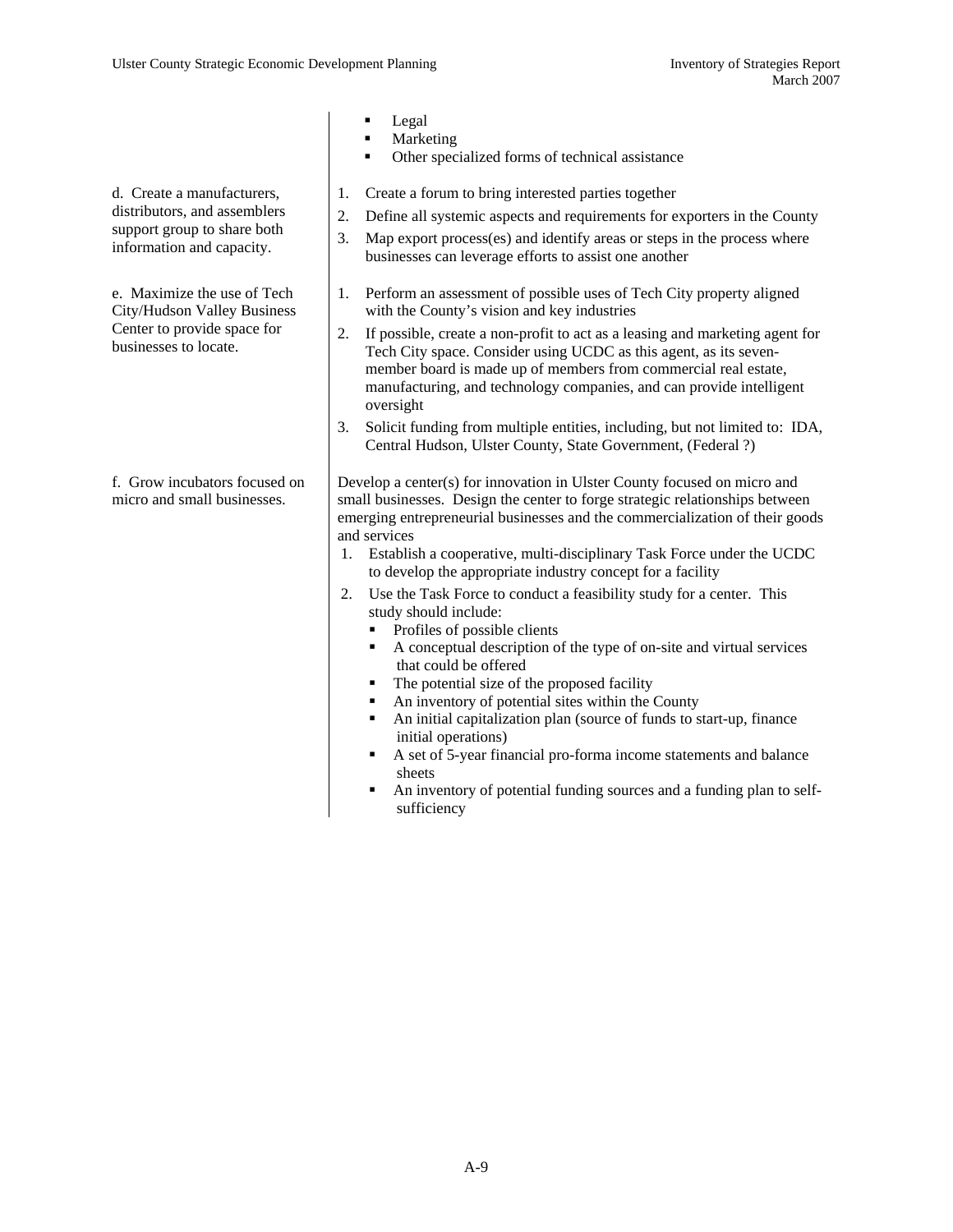| | |
|---|---|
| | ▪ Legal<br>▪ Marketing<br>▪ Other specialized forms of technical assistance |
| d. Create a manufacturers, distributors, and assemblers support group to share both information and capacity. | 1. Create a forum to bring interested parties together<br>2. Define all systemic aspects and requirements for exporters in the County<br>3. Map export process(es) and identify areas or steps in the process where businesses can leverage efforts to assist one another |
| e. Maximize the use of Tech City/Hudson Valley Business Center to provide space for businesses to locate. | 1. Perform an assessment of possible uses of Tech City property aligned with the County's vision and key industries<br>2. If possible, create a non-profit to act as a leasing and marketing agent for Tech City space. Consider using UCDC as this agent, as its seven-member board is made up of members from commercial real estate, manufacturing, and technology companies, and can provide intelligent oversight<br>3. Solicit funding from multiple entities, including, but not limited to: IDA, Central Hudson, Ulster County, State Government, (Federal ?) |
| f. Grow incubators focused on micro and small businesses. | Develop a center(s) for innovation in Ulster County focused on micro and small businesses. Design the center to forge strategic relationships between emerging entrepreneurial businesses and the commercialization of their goods and services<br>1. Establish a cooperative, multi-disciplinary Task Force under the UCDC to develop the appropriate industry concept for a facility<br>2. Use the Task Force to conduct a feasibility study for a center. This study should include:<br>▪ Profiles of possible clients<br>▪ A conceptual description of the type of on-site and virtual services that could be offered<br>▪ The potential size of the proposed facility<br>▪ An inventory of potential sites within the County<br>▪ An initial capitalization plan (source of funds to start-up, finance initial operations)<br>▪ A set of 5-year financial pro-forma income statements and balance sheets<br>▪ An inventory of potential funding sources and a funding plan to self-sufficiency |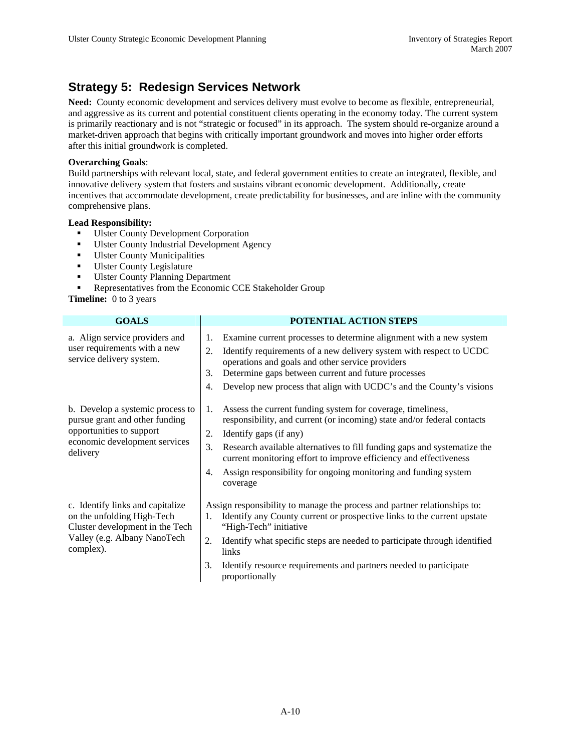## Strategy 5: Redesign Services Network

**Need:** County economic development and services delivery must evolve to become as flexible, entrepreneurial, and aggressive as its current and potential constituent clients operating in the economy today. The current system is primarily reactionary and is not "strategic or focused" in its approach. The system should re-organize around a market-driven approach that begins with critically important groundwork and moves into higher order efforts after this initial groundwork is completed.

**Overarching Goals**:
Build partnerships with relevant local, state, and federal government entities to create an integrated, flexible, and innovative delivery system that fosters and sustains vibrant economic development. Additionally, create incentives that accommodate development, create predictability for businesses, and are inline with the community comprehensive plans.

**Lead Responsibility:**

- Ulster County Development Corporation
- Ulster County Industrial Development Agency
- Ulster County Municipalities
- Ulster County Legislature
- Ulster County Planning Department
- Representatives from the Economic CCE Stakeholder Group

**Timeline:** 0 to 3 years

| GOALS | POTENTIAL ACTION STEPS |
|---|---|
| a. Align service providers and user requirements with a new service delivery system. | 1. Examine current processes to determine alignment with a new system<br>2. Identify requirements of a new delivery system with respect to UCDC operations and goals and other service providers<br>3. Determine gaps between current and future processes<br>4. Develop new process that align with UCDC's and the County's visions |
| b. Develop a systemic process to pursue grant and other funding opportunities to support economic development services delivery | 1. Assess the current funding system for coverage, timeliness, responsibility, and current (or incoming) state and/or federal contacts<br>2. Identify gaps (if any)<br>3. Research available alternatives to fill funding gaps and systematize the current monitoring effort to improve efficiency and effectiveness<br>4. Assign responsibility for ongoing monitoring and funding system coverage |
| c. Identify links and capitalize on the unfolding High-Tech Cluster development in the Tech Valley (e.g. Albany NanoTech complex). | Assign responsibility to manage the process and partner relationships to:<br>1. Identify any County current or prospective links to the current upstate "High-Tech" initiative<br>2. Identify what specific steps are needed to participate through identified links<br>3. Identify resource requirements and partners needed to participate proportionally |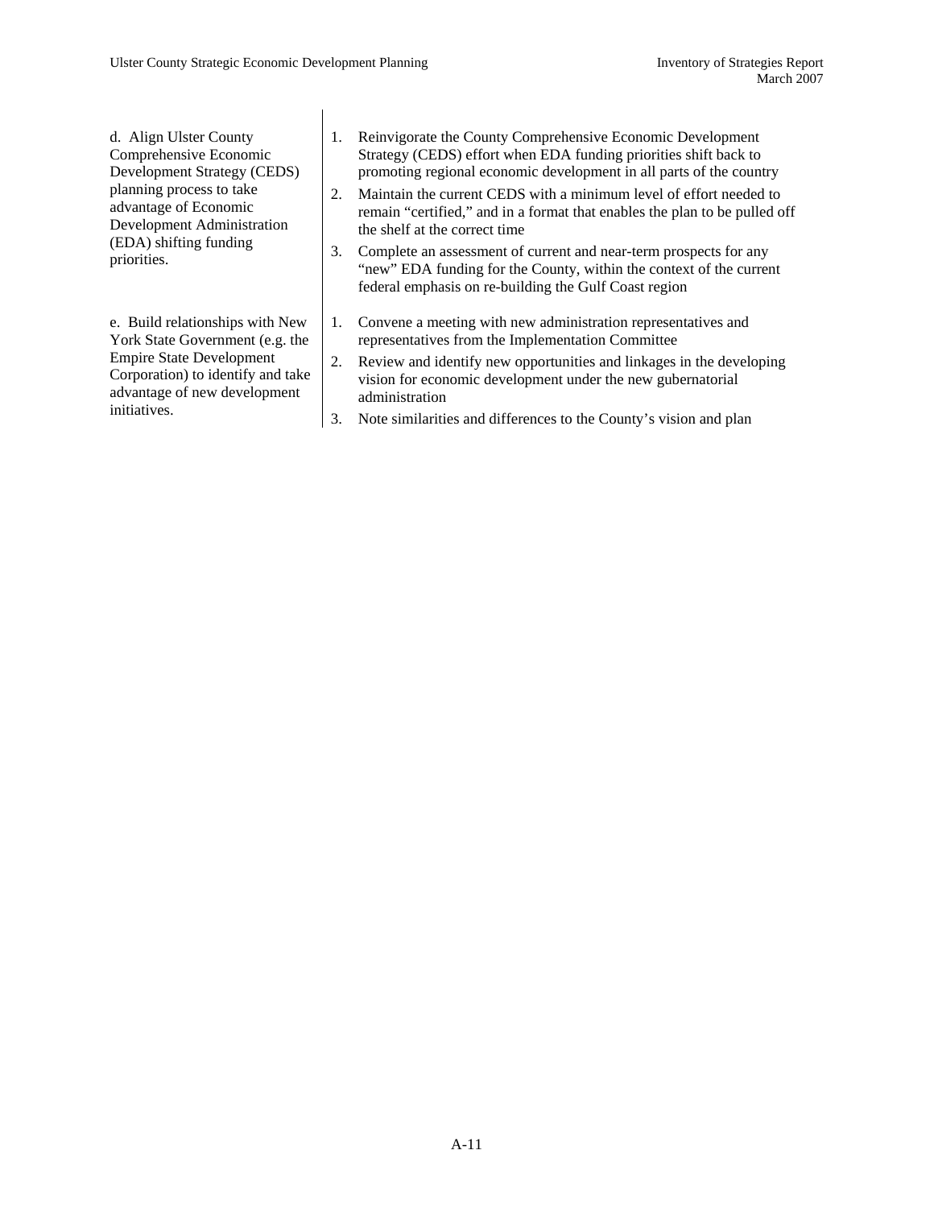| | |
|---|---|
| d. Align Ulster County Comprehensive Economic Development Strategy (CEDS) planning process to take advantage of Economic Development Administration (EDA) shifting funding priorities. | 1. Reinvigorate the County Comprehensive Economic Development Strategy (CEDS) effort when EDA funding priorities shift back to promoting regional economic development in all parts of the country<br>2. Maintain the current CEDS with a minimum level of effort needed to remain "certified," and in a format that enables the plan to be pulled off the shelf at the correct time<br>3. Complete an assessment of current and near-term prospects for any "new" EDA funding for the County, within the context of the current federal emphasis on re-building the Gulf Coast region |
| e. Build relationships with New York State Government (e.g. the Empire State Development Corporation) to identify and take advantage of new development initiatives. | 1. Convene a meeting with new administration representatives and representatives from the Implementation Committee<br>2. Review and identify new opportunities and linkages in the developing vision for economic development under the new gubernatorial administration<br>3. Note similarities and differences to the County's vision and plan |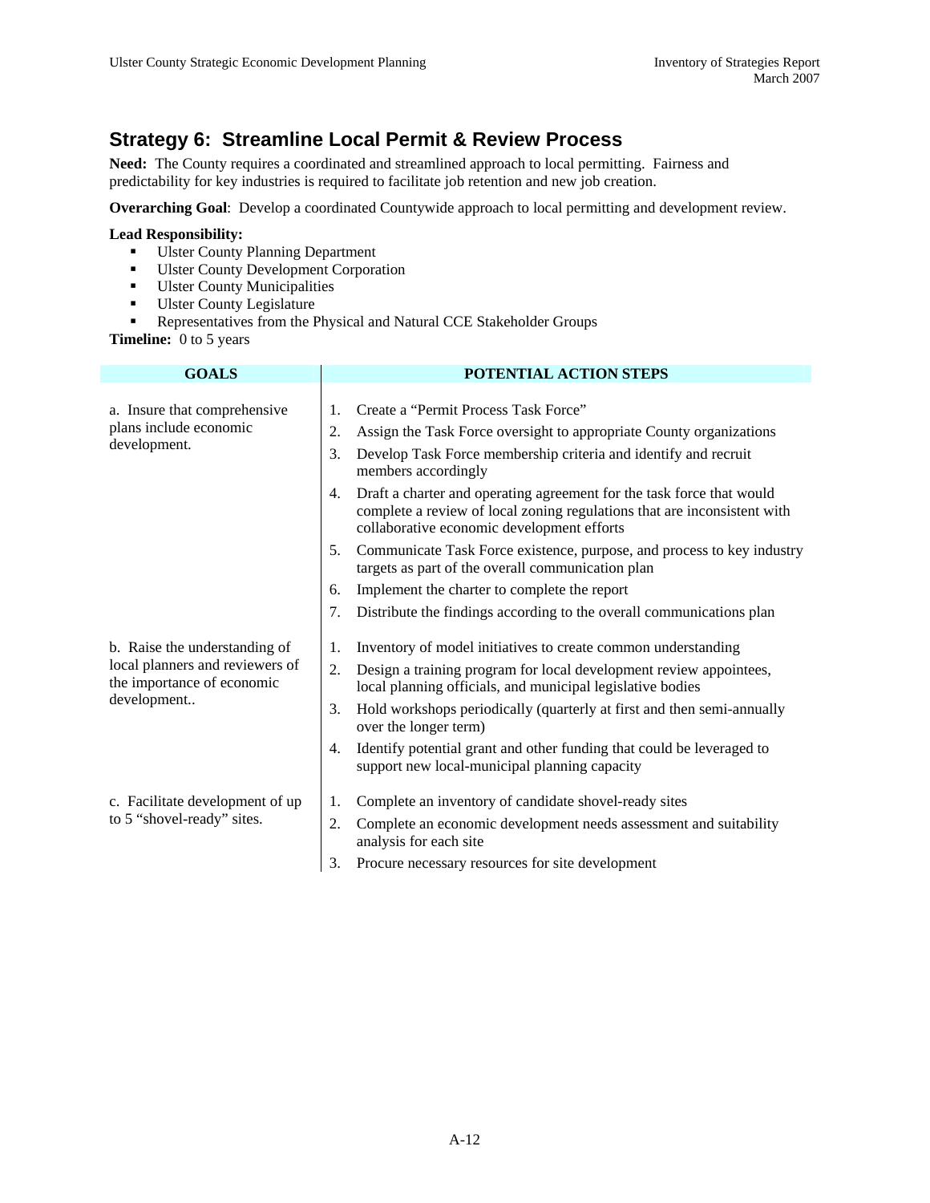## Strategy 6: Streamline Local Permit & Review Process

**Need:** The County requires a coordinated and streamlined approach to local permitting. Fairness and predictability for key industries is required to facilitate job retention and new job creation.

**Overarching Goal**: Develop a coordinated Countywide approach to local permitting and development review.

**Lead Responsibility:**

- Ulster County Planning Department
- Ulster County Development Corporation
- Ulster County Municipalities
- Ulster County Legislature
- Representatives from the Physical and Natural CCE Stakeholder Groups

**Timeline:** 0 to 5 years

| GOALS | POTENTIAL ACTION STEPS |
|---|---|
| a. Insure that comprehensive plans include economic development. | 1. Create a "Permit Process Task Force"<br>2. Assign the Task Force oversight to appropriate County organizations<br>3. Develop Task Force membership criteria and identify and recruit members accordingly<br>4. Draft a charter and operating agreement for the task force that would complete a review of local zoning regulations that are inconsistent with collaborative economic development efforts<br>5. Communicate Task Force existence, purpose, and process to key industry targets as part of the overall communication plan<br>6. Implement the charter to complete the report<br>7. Distribute the findings according to the overall communications plan |
| b. Raise the understanding of local planners and reviewers of the importance of economic development.. | 1. Inventory of model initiatives to create common understanding<br>2. Design a training program for local development review appointees, local planning officials, and municipal legislative bodies<br>3. Hold workshops periodically (quarterly at first and then semi-annually over the longer term)<br>4. Identify potential grant and other funding that could be leveraged to support new local-municipal planning capacity |
| c. Facilitate development of up to 5 "shovel-ready" sites. | 1. Complete an inventory of candidate shovel-ready sites<br>2. Complete an economic development needs assessment and suitability analysis for each site<br>3. Procure necessary resources for site development |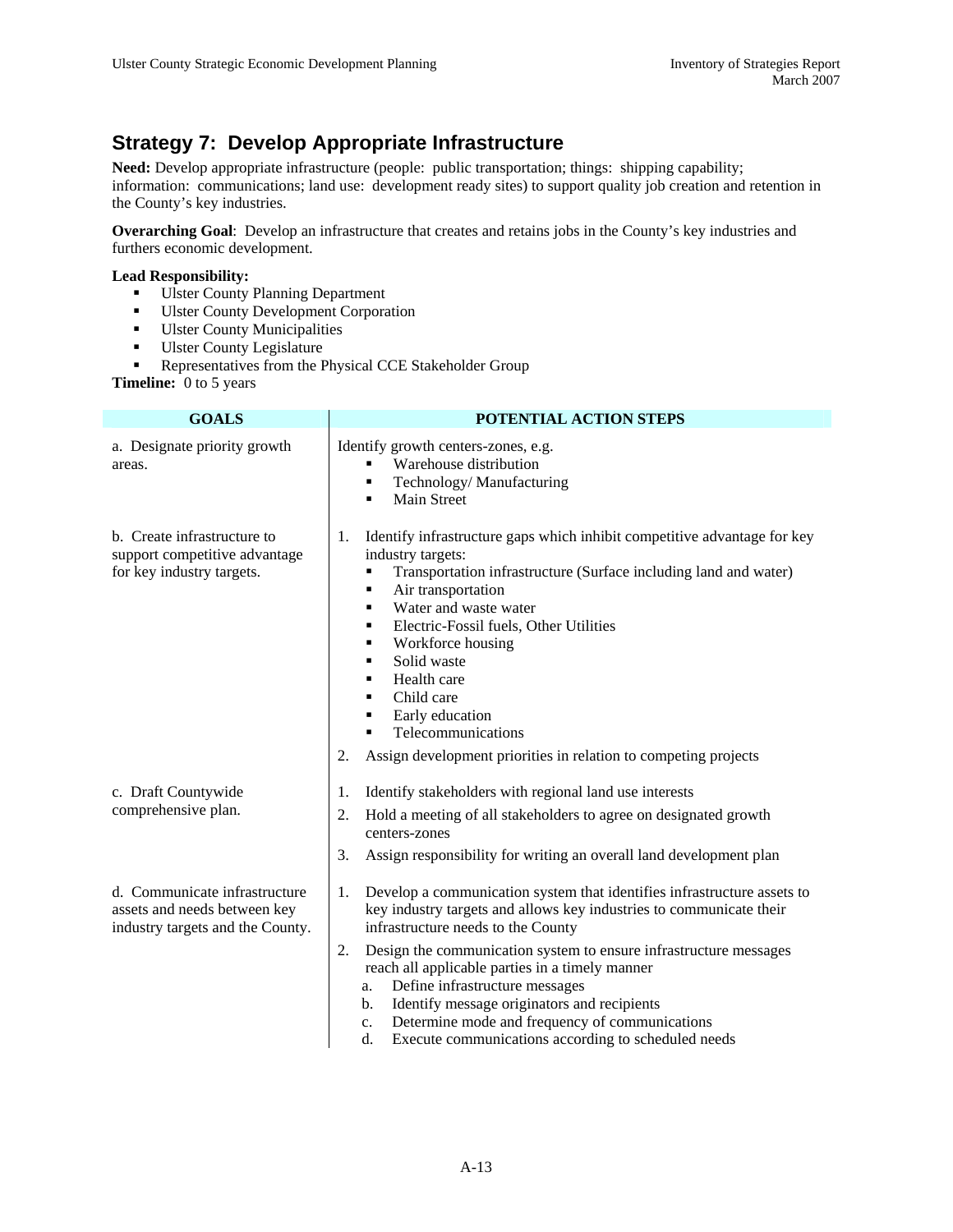## Strategy 7: Develop Appropriate Infrastructure

**Need:** Develop appropriate infrastructure (people: public transportation; things: shipping capability; information: communications; land use: development ready sites) to support quality job creation and retention in the County's key industries.

**Overarching Goal**: Develop an infrastructure that creates and retains jobs in the County's key industries and furthers economic development.

**Lead Responsibility:**
- Ulster County Planning Department
- Ulster County Development Corporation
- Ulster County Municipalities
- Ulster County Legislature
- Representatives from the Physical CCE Stakeholder Group

**Timeline:** 0 to 5 years

| GOALS | POTENTIAL ACTION STEPS |
|---|---|
| a. Designate priority growth areas. | Identify growth centers-zones, e.g.<br>▪ Warehouse distribution<br>▪ Technology/ Manufacturing<br>▪ Main Street |
| b. Create infrastructure to support competitive advantage for key industry targets. | 1. Identify infrastructure gaps which inhibit competitive advantage for key industry targets:<br>▪ Transportation infrastructure (Surface including land and water)<br>▪ Air transportation<br>▪ Water and waste water<br>▪ Electric-Fossil fuels, Other Utilities<br>▪ Workforce housing<br>▪ Solid waste<br>▪ Health care<br>▪ Child care<br>▪ Early education<br>▪ Telecommunications<br>2. Assign development priorities in relation to competing projects |
| c. Draft Countywide comprehensive plan. | 1. Identify stakeholders with regional land use interests<br>2. Hold a meeting of all stakeholders to agree on designated growth centers-zones<br>3. Assign responsibility for writing an overall land development plan |
| d. Communicate infrastructure assets and needs between key industry targets and the County. | 1. Develop a communication system that identifies infrastructure assets to key industry targets and allows key industries to communicate their infrastructure needs to the County<br>2. Design the communication system to ensure infrastructure messages reach all applicable parties in a timely manner<br>a. Define infrastructure messages<br>b. Identify message originators and recipients<br>c. Determine mode and frequency of communications<br>d. Execute communications according to scheduled needs |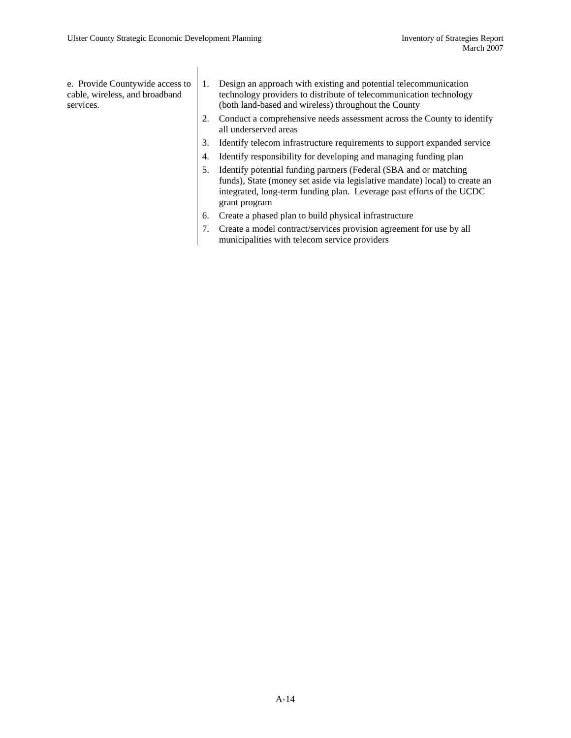| | |
|---|---|
| e. Provide Countywide access to cable, wireless, and broadband services. | 1. Design an approach with existing and potential telecommunication technology providers to distribute of telecommunication technology (both land-based and wireless) throughout the County<br>2. Conduct a comprehensive needs assessment across the County to identify all underserved areas<br>3. Identify telecom infrastructure requirements to support expanded service<br>4. Identify responsibility for developing and managing funding plan<br>5. Identify potential funding partners (Federal (SBA and or matching funds), State (money set aside via legislative mandate) local) to create an integrated, long-term funding plan. Leverage past efforts of the UCDC grant program<br>6. Create a phased plan to build physical infrastructure<br>7. Create a model contract/services provision agreement for use by all municipalities with telecom service providers |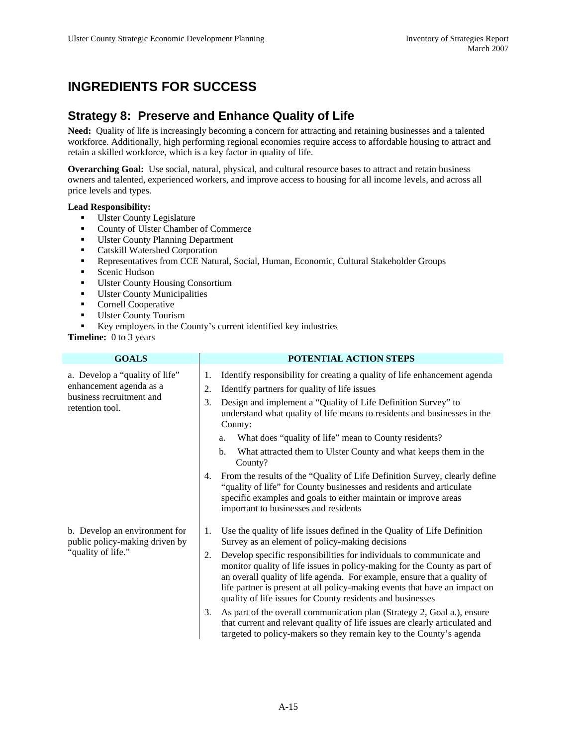# INGREDIENTS FOR SUCCESS

## Strategy 8: Preserve and Enhance Quality of Life

**Need:** Quality of life is increasingly becoming a concern for attracting and retaining businesses and a talented workforce. Additionally, high performing regional economies require access to affordable housing to attract and retain a skilled workforce, which is a key factor in quality of life.

**Overarching Goal:** Use social, natural, physical, and cultural resource bases to attract and retain business owners and talented, experienced workers, and improve access to housing for all income levels, and across all price levels and types.

**Lead Responsibility:**

- Ulster County Legislature
- County of Ulster Chamber of Commerce
- Ulster County Planning Department
- Catskill Watershed Corporation
- Representatives from CCE Natural, Social, Human, Economic, Cultural Stakeholder Groups
- Scenic Hudson
- Ulster County Housing Consortium
- Ulster County Municipalities
- Cornell Cooperative
- Ulster County Tourism
- Key employers in the County's current identified key industries

**Timeline:** 0 to 3 years

| GOALS | POTENTIAL ACTION STEPS |
|---|---|
| a. Develop a "quality of life" enhancement agenda as a business recruitment and retention tool. | 1. Identify responsibility for creating a quality of life enhancement agenda<br>2. Identify partners for quality of life issues<br>3. Design and implement a "Quality of Life Definition Survey" to understand what quality of life means to residents and businesses in the County:<br>a. What does "quality of life" mean to County residents?<br>b. What attracted them to Ulster County and what keeps them in the County?<br>4. From the results of the "Quality of Life Definition Survey, clearly define "quality of life" for County businesses and residents and articulate specific examples and goals to either maintain or improve areas important to businesses and residents |
| b. Develop an environment for public policy-making driven by "quality of life." | 1. Use the quality of life issues defined in the Quality of Life Definition Survey as an element of policy-making decisions<br>2. Develop specific responsibilities for individuals to communicate and monitor quality of life issues in policy-making for the County as part of an overall quality of life agenda. For example, ensure that a quality of life partner is present at all policy-making events that have an impact on quality of life issues for County residents and businesses<br>3. As part of the overall communication plan (Strategy 2, Goal a.), ensure that current and relevant quality of life issues are clearly articulated and targeted to policy-makers so they remain key to the County's agenda |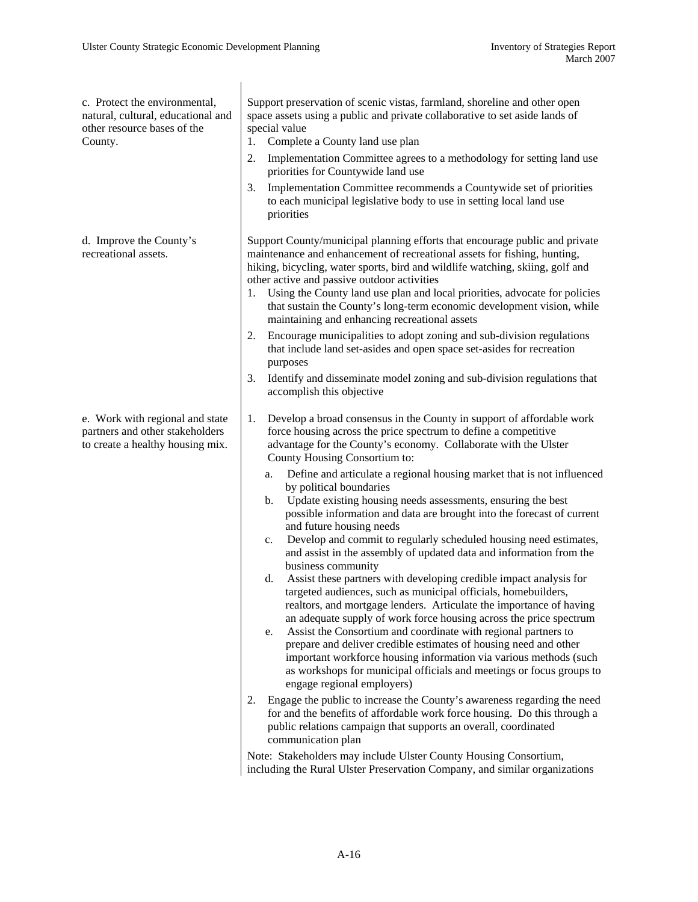| | |
|---|---|
| c. Protect the environmental, natural, cultural, educational and other resource bases of the County. | Support preservation of scenic vistas, farmland, shoreline and other open space assets using a public and private collaborative to set aside lands of special value<br>1. Complete a County land use plan<br>2. Implementation Committee agrees to a methodology for setting land use priorities for Countywide land use<br>3. Implementation Committee recommends a Countywide set of priorities to each municipal legislative body to use in setting local land use priorities |
| d. Improve the County's recreational assets. | Support County/municipal planning efforts that encourage public and private maintenance and enhancement of recreational assets for fishing, hunting, hiking, bicycling, water sports, bird and wildlife watching, skiing, golf and other active and passive outdoor activities<br>1. Using the County land use plan and local priorities, advocate for policies that sustain the County's long-term economic development vision, while maintaining and enhancing recreational assets<br>2. Encourage municipalities to adopt zoning and sub-division regulations that include land set-asides and open space set-asides for recreation purposes<br>3. Identify and disseminate model zoning and sub-division regulations that accomplish this objective |
| e. Work with regional and state partners and other stakeholders to create a healthy housing mix. | 1. Develop a broad consensus in the County in support of affordable work force housing across the price spectrum to define a competitive advantage for the County's economy. Collaborate with the Ulster County Housing Consortium to:<br>a. Define and articulate a regional housing market that is not influenced by political boundaries<br>b. Update existing housing needs assessments, ensuring the best possible information and data are brought into the forecast of current and future housing needs<br>c. Develop and commit to regularly scheduled housing need estimates, and assist in the assembly of updated data and information from the business community<br>d. Assist these partners with developing credible impact analysis for targeted audiences, such as municipal officials, homebuilders, realtors, and mortgage lenders. Articulate the importance of having an adequate supply of work force housing across the price spectrum<br>e. Assist the Consortium and coordinate with regional partners to prepare and deliver credible estimates of housing need and other important workforce housing information via various methods (such as workshops for municipal officials and meetings or focus groups to engage regional employers)<br>2. Engage the public to increase the County's awareness regarding the need for and the benefits of affordable work force housing. Do this through a public relations campaign that supports an overall, coordinated communication plan<br>Note: Stakeholders may include Ulster County Housing Consortium, including the Rural Ulster Preservation Company, and similar organizations |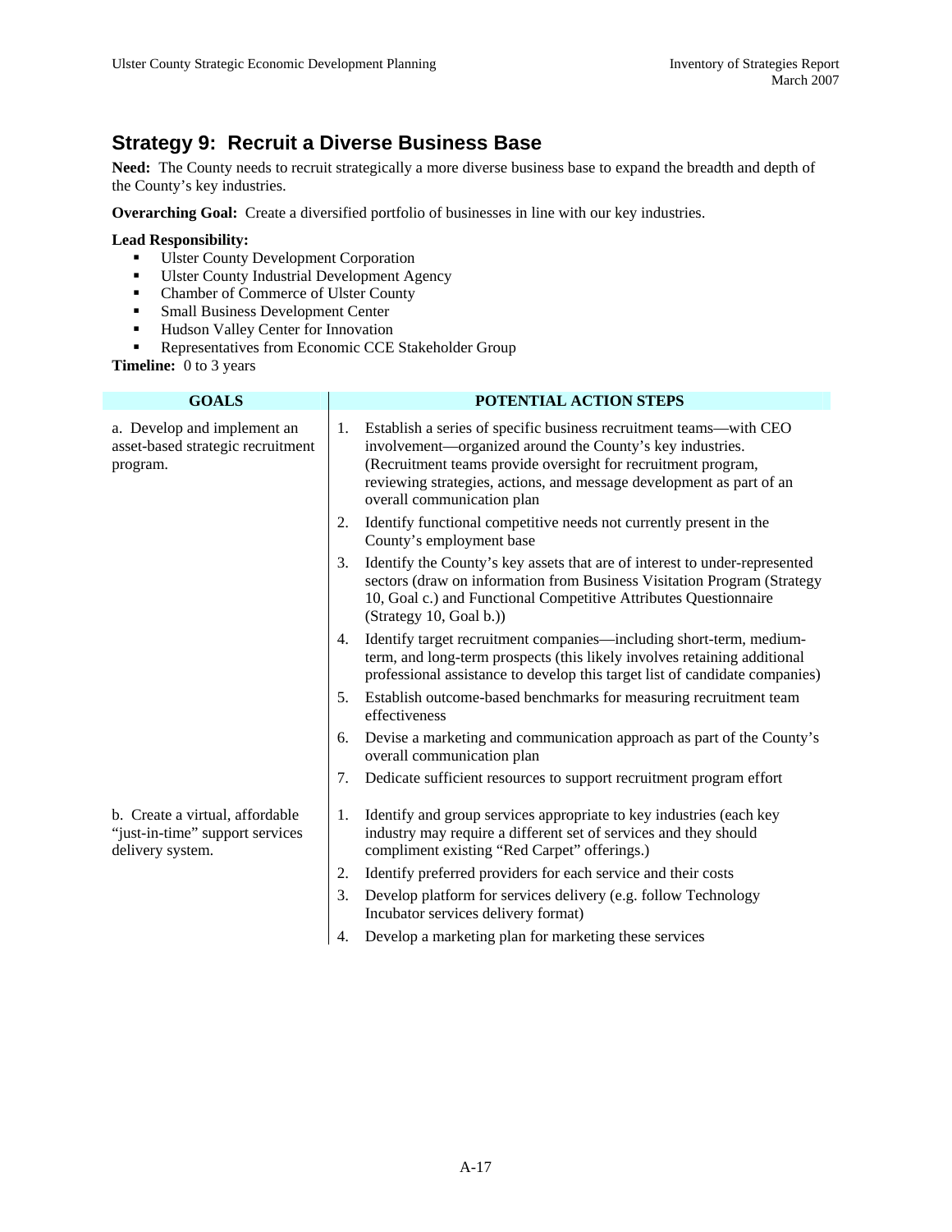## Strategy 9: Recruit a Diverse Business Base

**Need:** The County needs to recruit strategically a more diverse business base to expand the breadth and depth of the County's key industries.

**Overarching Goal:** Create a diversified portfolio of businesses in line with our key industries.

**Lead Responsibility:**

- Ulster County Development Corporation
- Ulster County Industrial Development Agency
- Chamber of Commerce of Ulster County
- Small Business Development Center
- Hudson Valley Center for Innovation
- Representatives from Economic CCE Stakeholder Group

**Timeline:** 0 to 3 years

| GOALS | POTENTIAL ACTION STEPS |
|---|---|
| a. Develop and implement an asset-based strategic recruitment program. | 1. Establish a series of specific business recruitment teams—with CEO involvement—organized around the County's key industries. (Recruitment teams provide oversight for recruitment program, reviewing strategies, actions, and message development as part of an overall communication plan |
| | 2. Identify functional competitive needs not currently present in the County's employment base |
| | 3. Identify the County's key assets that are of interest to under-represented sectors (draw on information from Business Visitation Program (Strategy 10, Goal c.) and Functional Competitive Attributes Questionnaire (Strategy 10, Goal b.)) |
| | 4. Identify target recruitment companies—including short-term, medium-term, and long-term prospects (this likely involves retaining additional professional assistance to develop this target list of candidate companies) |
| | 5. Establish outcome-based benchmarks for measuring recruitment team effectiveness |
| | 6. Devise a marketing and communication approach as part of the County's overall communication plan |
| | 7. Dedicate sufficient resources to support recruitment program effort |
| b. Create a virtual, affordable "just-in-time" support services delivery system. | 1. Identify and group services appropriate to key industries (each key industry may require a different set of services and they should compliment existing "Red Carpet" offerings.) |
| | 2. Identify preferred providers for each service and their costs |
| | 3. Develop platform for services delivery (e.g. follow Technology Incubator services delivery format) |
| | 4. Develop a marketing plan for marketing these services |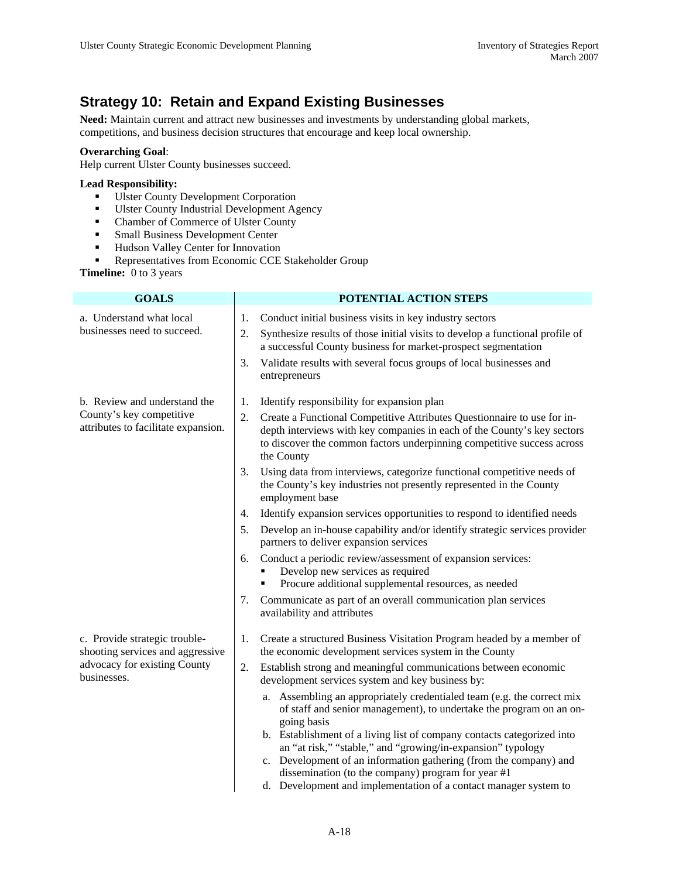## Strategy 10: Retain and Expand Existing Businesses

**Need:** Maintain current and attract new businesses and investments by understanding global markets, competitions, and business decision structures that encourage and keep local ownership.

**Overarching Goal**:
Help current Ulster County businesses succeed.

**Lead Responsibility:**

- Ulster County Development Corporation
- Ulster County Industrial Development Agency
- Chamber of Commerce of Ulster County
- Small Business Development Center
- Hudson Valley Center for Innovation
- Representatives from Economic CCE Stakeholder Group

**Timeline:** 0 to 3 years

| GOALS | POTENTIAL ACTION STEPS |
|---|---|
| a. Understand what local businesses need to succeed. | 1. Conduct initial business visits in key industry sectors<br>2. Synthesize results of those initial visits to develop a functional profile of a successful County business for market-prospect segmentation<br>3. Validate results with several focus groups of local businesses and entrepreneurs |
| b. Review and understand the County's key competitive attributes to facilitate expansion. | 1. Identify responsibility for expansion plan<br>2. Create a Functional Competitive Attributes Questionnaire to use for in-depth interviews with key companies in each of the County's key sectors to discover the common factors underpinning competitive success across the County<br>3. Using data from interviews, categorize functional competitive needs of the County's key industries not presently represented in the County employment base<br>4. Identify expansion services opportunities to respond to identified needs<br>5. Develop an in-house capability and/or identify strategic services provider partners to deliver expansion services<br>6. Conduct a periodic review/assessment of expansion services:<br>▪ Develop new services as required<br>▪ Procure additional supplemental resources, as needed<br>7. Communicate as part of an overall communication plan services availability and attributes |
| c. Provide strategic trouble-shooting services and aggressive advocacy for existing County businesses. | 1. Create a structured Business Visitation Program headed by a member of the economic development services system in the County<br>2. Establish strong and meaningful communications between economic development services system and key business by:<br>a. Assembling an appropriately credentialed team (e.g. the correct mix of staff and senior management), to undertake the program on an on-going basis<br>b. Establishment of a living list of company contacts categorized into an "at risk," "stable," and "growing/in-expansion" typology<br>c. Development of an information gathering (from the company) and dissemination (to the company) program for year #1<br>d. Development and implementation of a contact manager system to |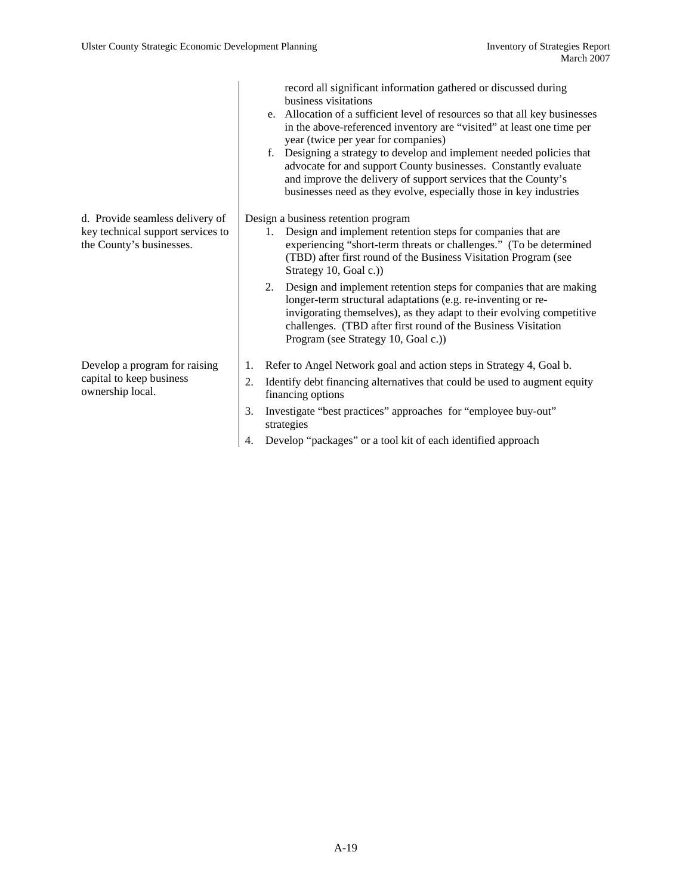| | |
|---|---|
| | record all significant information gathered or discussed during business visitations<br>e. Allocation of a sufficient level of resources so that all key businesses in the above-referenced inventory are "visited" at least one time per year (twice per year for companies)<br>f. Designing a strategy to develop and implement needed policies that advocate for and support County businesses. Constantly evaluate and improve the delivery of support services that the County's businesses need as they evolve, especially those in key industries |
| d. Provide seamless delivery of key technical support services to the County's businesses. | Design a business retention program<br>1. Design and implement retention steps for companies that are experiencing "short-term threats or challenges." (To be determined (TBD) after first round of the Business Visitation Program (see Strategy 10, Goal c.))<br>2. Design and implement retention steps for companies that are making longer-term structural adaptations (e.g. re-inventing or re-invigorating themselves), as they adapt to their evolving competitive challenges. (TBD after first round of the Business Visitation Program (see Strategy 10, Goal c.)) |
| Develop a program for raising capital to keep business ownership local. | 1. Refer to Angel Network goal and action steps in Strategy 4, Goal b.<br>2. Identify debt financing alternatives that could be used to augment equity financing options<br>3. Investigate "best practices" approaches for "employee buy-out" strategies<br>4. Develop "packages" or a tool kit of each identified approach |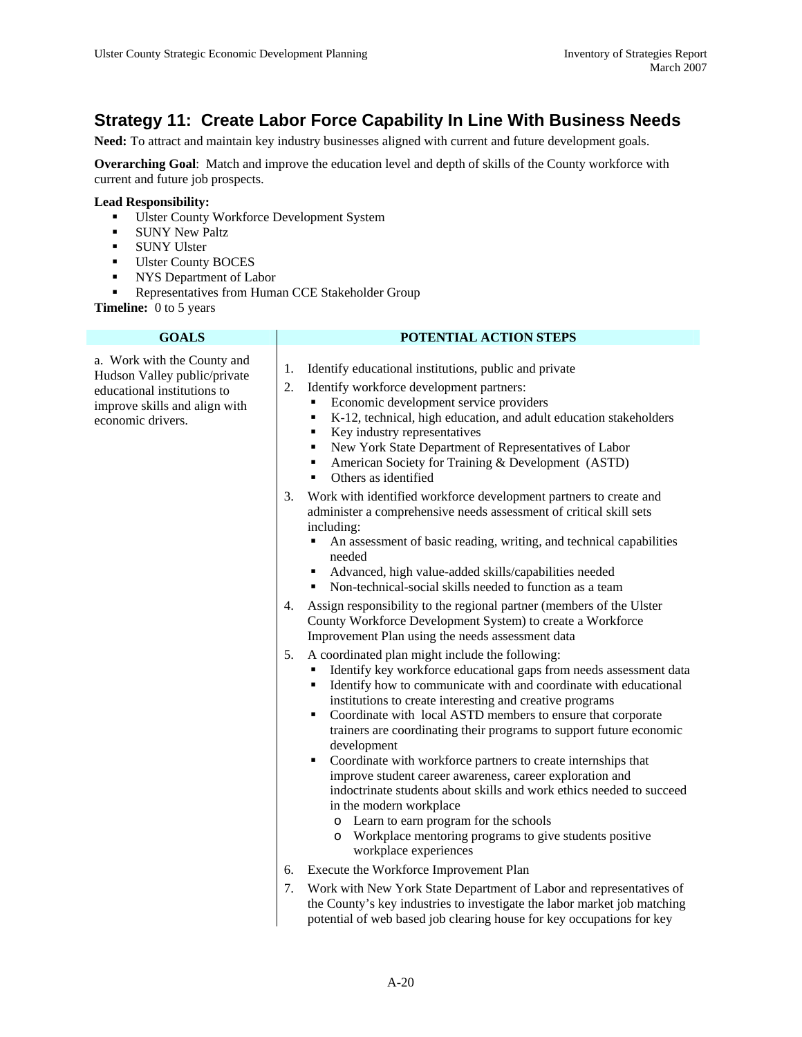## Strategy 11: Create Labor Force Capability In Line With Business Needs

**Need:** To attract and maintain key industry businesses aligned with current and future development goals.

**Overarching Goal**: Match and improve the education level and depth of skills of the County workforce with current and future job prospects.

**Lead Responsibility:**

- Ulster County Workforce Development System
- SUNY New Paltz
- SUNY Ulster
- Ulster County BOCES
- NYS Department of Labor
- Representatives from Human CCE Stakeholder Group

**Timeline:** 0 to 5 years

| GOALS | POTENTIAL ACTION STEPS |
|---|---|
| a. Work with the County and Hudson Valley public/private educational institutions to improve skills and align with economic drivers. | 1. Identify educational institutions, public and private<br>2. Identify workforce development partners:<br>▪ Economic development service providers<br>▪ K-12, technical, high education, and adult education stakeholders<br>▪ Key industry representatives<br>▪ New York State Department of Representatives of Labor<br>▪ American Society for Training & Development (ASTD)<br>▪ Others as identified<br>3. Work with identified workforce development partners to create and administer a comprehensive needs assessment of critical skill sets including:<br>▪ An assessment of basic reading, writing, and technical capabilities needed<br>▪ Advanced, high value-added skills/capabilities needed<br>▪ Non-technical-social skills needed to function as a team<br>4. Assign responsibility to the regional partner (members of the Ulster County Workforce Development System) to create a Workforce Improvement Plan using the needs assessment data<br>5. A coordinated plan might include the following:<br>▪ Identify key workforce educational gaps from needs assessment data<br>▪ Identify how to communicate with and coordinate with educational institutions to create interesting and creative programs<br>▪ Coordinate with local ASTD members to ensure that corporate trainers are coordinating their programs to support future economic development<br>▪ Coordinate with workforce partners to create internships that improve student career awareness, career exploration and indoctrinate students about skills and work ethics needed to succeed in the modern workplace<br>o Learn to earn program for the schools<br>o Workplace mentoring programs to give students positive workplace experiences<br>6. Execute the Workforce Improvement Plan<br>7. Work with New York State Department of Labor and representatives of the County's key industries to investigate the labor market job matching potential of web based job clearing house for key occupations for key |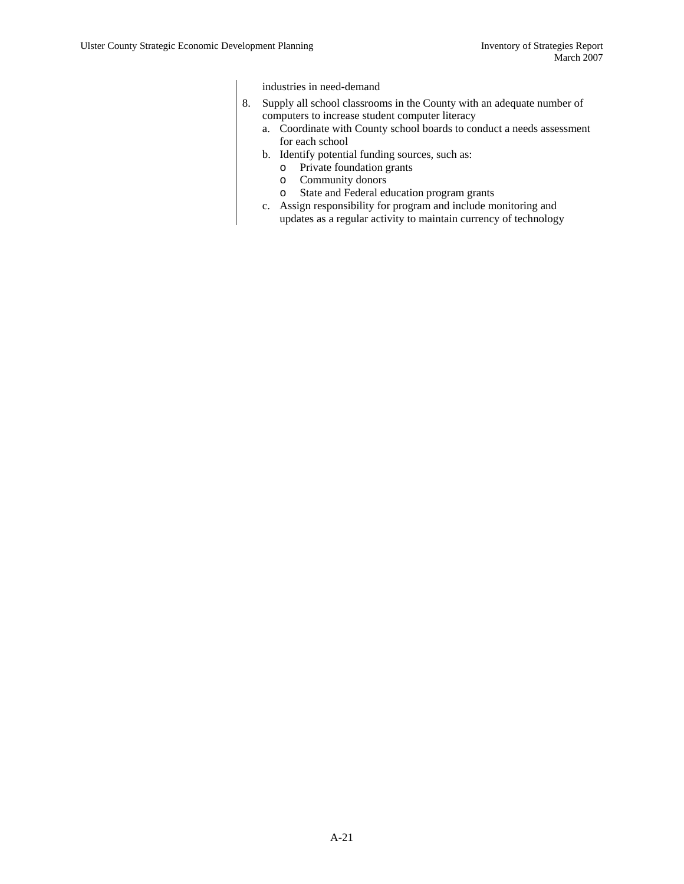industries in need-demand

8. Supply all school classrooms in the County with an adequate number of computers to increase student computer literacy
   a. Coordinate with County school boards to conduct a needs assessment for each school
   b. Identify potential funding sources, such as:
      - Private foundation grants
      - Community donors
      - State and Federal education program grants
   c. Assign responsibility for program and include monitoring and updates as a regular activity to maintain currency of technology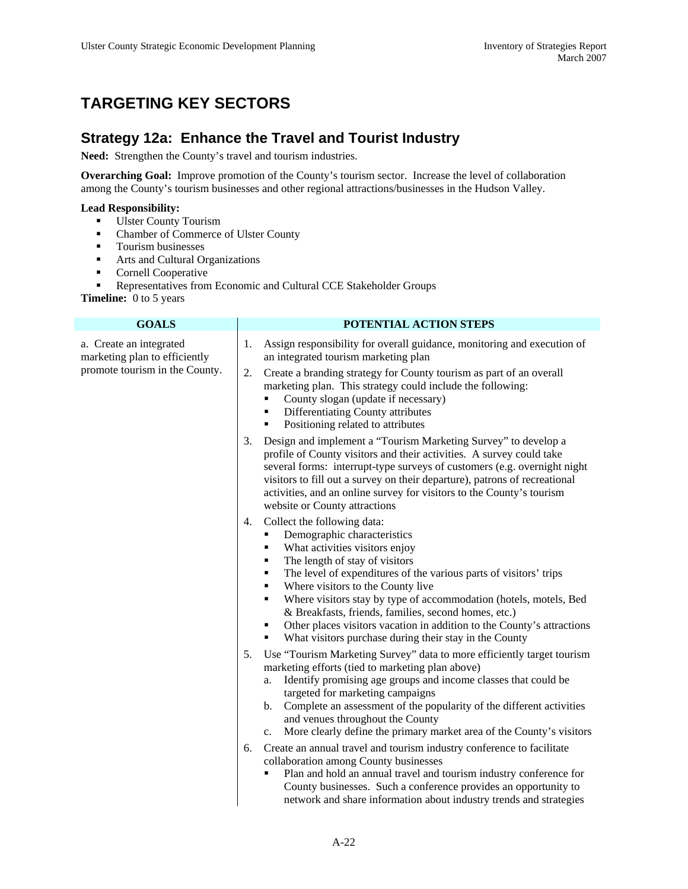# TARGETING KEY SECTORS

## Strategy 12a: Enhance the Travel and Tourist Industry

**Need:** Strengthen the County's travel and tourism industries.

**Overarching Goal:** Improve promotion of the County's tourism sector. Increase the level of collaboration among the County's tourism businesses and other regional attractions/businesses in the Hudson Valley.

**Lead Responsibility:**

- Ulster County Tourism
- Chamber of Commerce of Ulster County
- Tourism businesses
- Arts and Cultural Organizations
- Cornell Cooperative
- Representatives from Economic and Cultural CCE Stakeholder Groups

**Timeline:** 0 to 5 years

| GOALS | POTENTIAL ACTION STEPS |
|---|---|
| a. Create an integrated marketing plan to efficiently promote tourism in the County. | 1. Assign responsibility for overall guidance, monitoring and execution of an integrated tourism marketing plan<br>2. Create a branding strategy for County tourism as part of an overall marketing plan. This strategy could include the following:<br>▪ County slogan (update if necessary)<br>▪ Differentiating County attributes<br>▪ Positioning related to attributes<br>3. Design and implement a "Tourism Marketing Survey" to develop a profile of County visitors and their activities. A survey could take several forms: interrupt-type surveys of customers (e.g. overnight night visitors to fill out a survey on their departure), patrons of recreational activities, and an online survey for visitors to the County's tourism website or County attractions<br>4. Collect the following data:<br>▪ Demographic characteristics<br>▪ What activities visitors enjoy<br>▪ The length of stay of visitors<br>▪ The level of expenditures of the various parts of visitors' trips<br>▪ Where visitors to the County live<br>▪ Where visitors stay by type of accommodation (hotels, motels, Bed & Breakfasts, friends, families, second homes, etc.)<br>▪ Other places visitors vacation in addition to the County's attractions<br>▪ What visitors purchase during their stay in the County<br>5. Use "Tourism Marketing Survey" data to more efficiently target tourism marketing efforts (tied to marketing plan above)<br>a. Identify promising age groups and income classes that could be targeted for marketing campaigns<br>b. Complete an assessment of the popularity of the different activities and venues throughout the County<br>c. More clearly define the primary market area of the County's visitors<br>6. Create an annual travel and tourism industry conference to facilitate collaboration among County businesses<br>▪ Plan and hold an annual travel and tourism industry conference for County businesses. Such a conference provides an opportunity to network and share information about industry trends and strategies |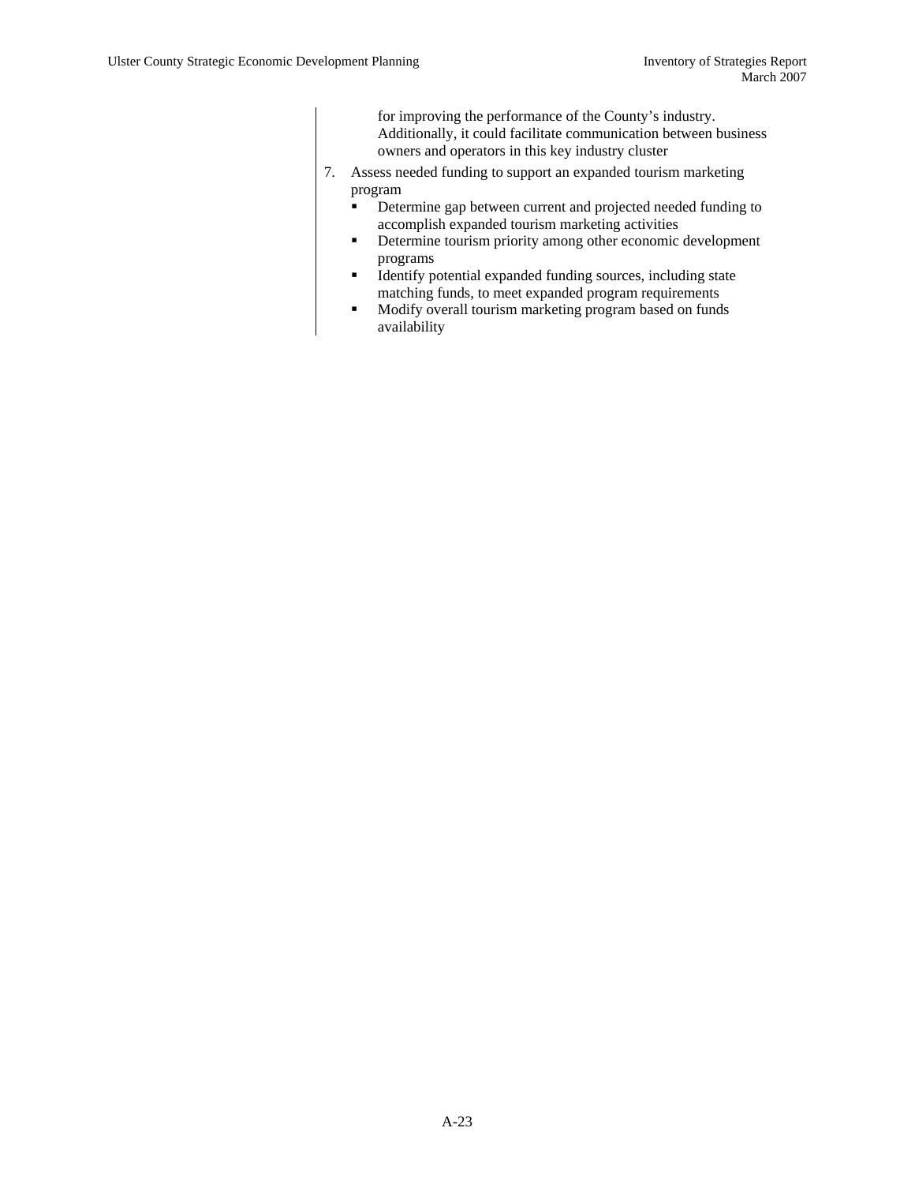for improving the performance of the County's industry. Additionally, it could facilitate communication between business owners and operators in this key industry cluster

7. Assess needed funding to support an expanded tourism marketing program
   - Determine gap between current and projected needed funding to accomplish expanded tourism marketing activities
   - Determine tourism priority among other economic development programs
   - Identify potential expanded funding sources, including state matching funds, to meet expanded program requirements
   - Modify overall tourism marketing program based on funds availability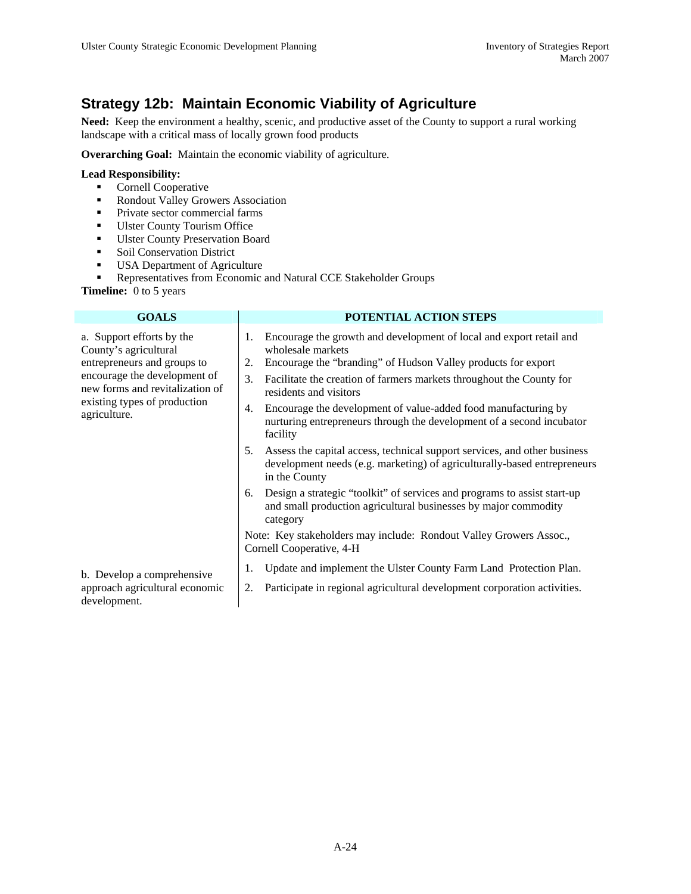## Strategy 12b: Maintain Economic Viability of Agriculture

**Need:** Keep the environment a healthy, scenic, and productive asset of the County to support a rural working landscape with a critical mass of locally grown food products

**Overarching Goal:** Maintain the economic viability of agriculture.

**Lead Responsibility:**

- Cornell Cooperative
- Rondout Valley Growers Association
- Private sector commercial farms
- Ulster County Tourism Office
- Ulster County Preservation Board
- Soil Conservation District
- USA Department of Agriculture
- Representatives from Economic and Natural CCE Stakeholder Groups

**Timeline:** 0 to 5 years

| GOALS | POTENTIAL ACTION STEPS |
|---|---|
| a. Support efforts by the County's agricultural entrepreneurs and groups to encourage the development of new forms and revitalization of existing types of production agriculture. | 1. Encourage the growth and development of local and export retail and wholesale markets<br>2. Encourage the "branding" of Hudson Valley products for export<br>3. Facilitate the creation of farmers markets throughout the County for residents and visitors<br>4. Encourage the development of value-added food manufacturing by nurturing entrepreneurs through the development of a second incubator facility<br>5. Assess the capital access, technical support services, and other business development needs (e.g. marketing) of agriculturally-based entrepreneurs in the County<br>6. Design a strategic "toolkit" of services and programs to assist start-up and small production agricultural businesses by major commodity category<br>Note: Key stakeholders may include: Rondout Valley Growers Assoc., Cornell Cooperative, 4-H |
| b. Develop a comprehensive approach agricultural economic development. | 1. Update and implement the Ulster County Farm Land Protection Plan.<br>2. Participate in regional agricultural development corporation activities. |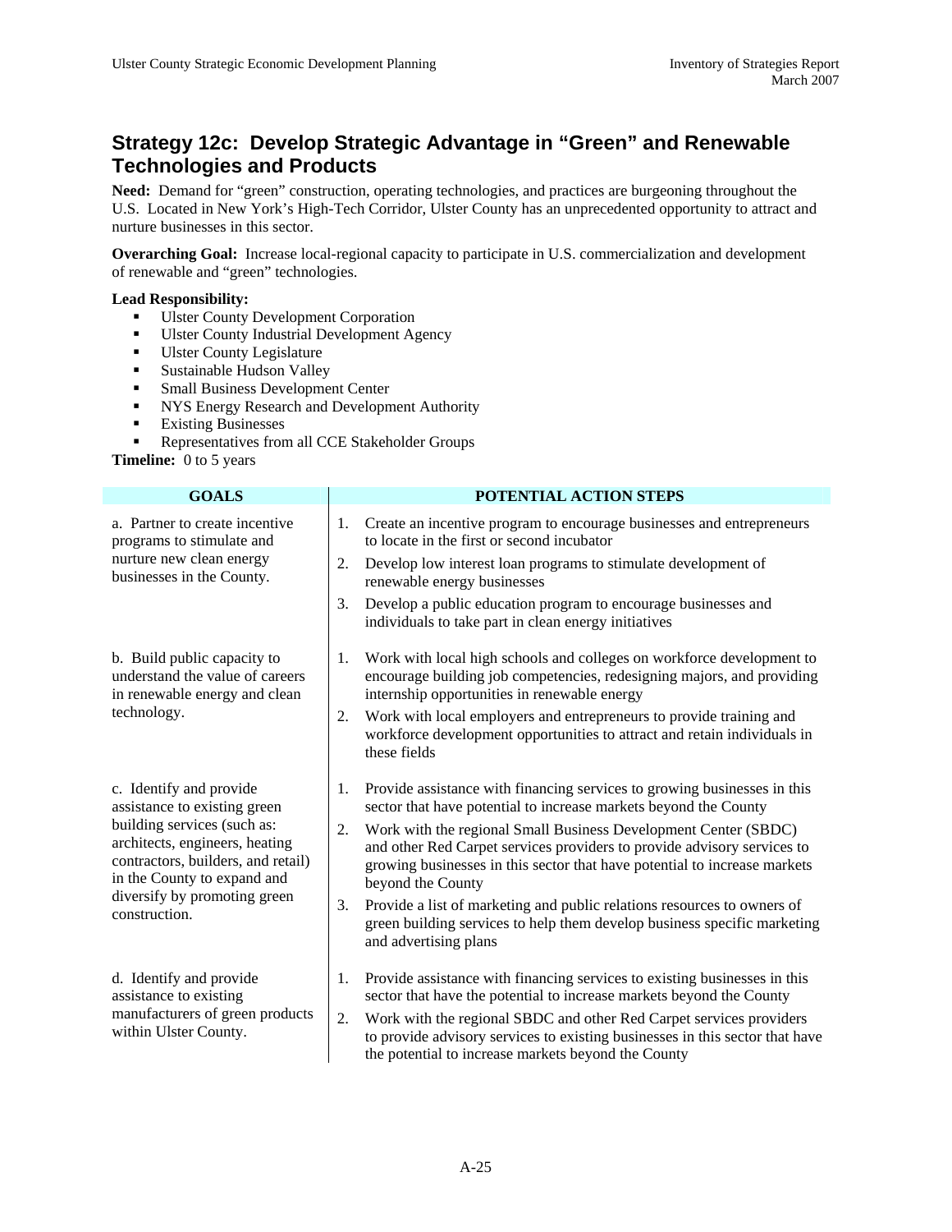## Strategy 12c: Develop Strategic Advantage in "Green" and Renewable Technologies and Products

**Need:** Demand for "green" construction, operating technologies, and practices are burgeoning throughout the U.S. Located in New York's High-Tech Corridor, Ulster County has an unprecedented opportunity to attract and nurture businesses in this sector.

**Overarching Goal:** Increase local-regional capacity to participate in U.S. commercialization and development of renewable and "green" technologies.

**Lead Responsibility:**

- Ulster County Development Corporation
- Ulster County Industrial Development Agency
- Ulster County Legislature
- Sustainable Hudson Valley
- Small Business Development Center
- NYS Energy Research and Development Authority
- Existing Businesses
- Representatives from all CCE Stakeholder Groups

**Timeline:** 0 to 5 years

| GOALS | POTENTIAL ACTION STEPS |
|---|---|
| a. Partner to create incentive programs to stimulate and nurture new clean energy businesses in the County. | 1. Create an incentive program to encourage businesses and entrepreneurs to locate in the first or second incubator<br>2. Develop low interest loan programs to stimulate development of renewable energy businesses<br>3. Develop a public education program to encourage businesses and individuals to take part in clean energy initiatives |
| b. Build public capacity to understand the value of careers in renewable energy and clean technology. | 1. Work with local high schools and colleges on workforce development to encourage building job competencies, redesigning majors, and providing internship opportunities in renewable energy<br>2. Work with local employers and entrepreneurs to provide training and workforce development opportunities to attract and retain individuals in these fields |
| c. Identify and provide assistance to existing green building services (such as: architects, engineers, heating contractors, builders, and retail) in the County to expand and diversify by promoting green construction. | 1. Provide assistance with financing services to growing businesses in this sector that have potential to increase markets beyond the County<br>2. Work with the regional Small Business Development Center (SBDC) and other Red Carpet services providers to provide advisory services to growing businesses in this sector that have potential to increase markets beyond the County<br>3. Provide a list of marketing and public relations resources to owners of green building services to help them develop business specific marketing and advertising plans |
| d. Identify and provide assistance to existing manufacturers of green products within Ulster County. | 1. Provide assistance with financing services to existing businesses in this sector that have the potential to increase markets beyond the County<br>2. Work with the regional SBDC and other Red Carpet services providers to provide advisory services to existing businesses in this sector that have the potential to increase markets beyond the County |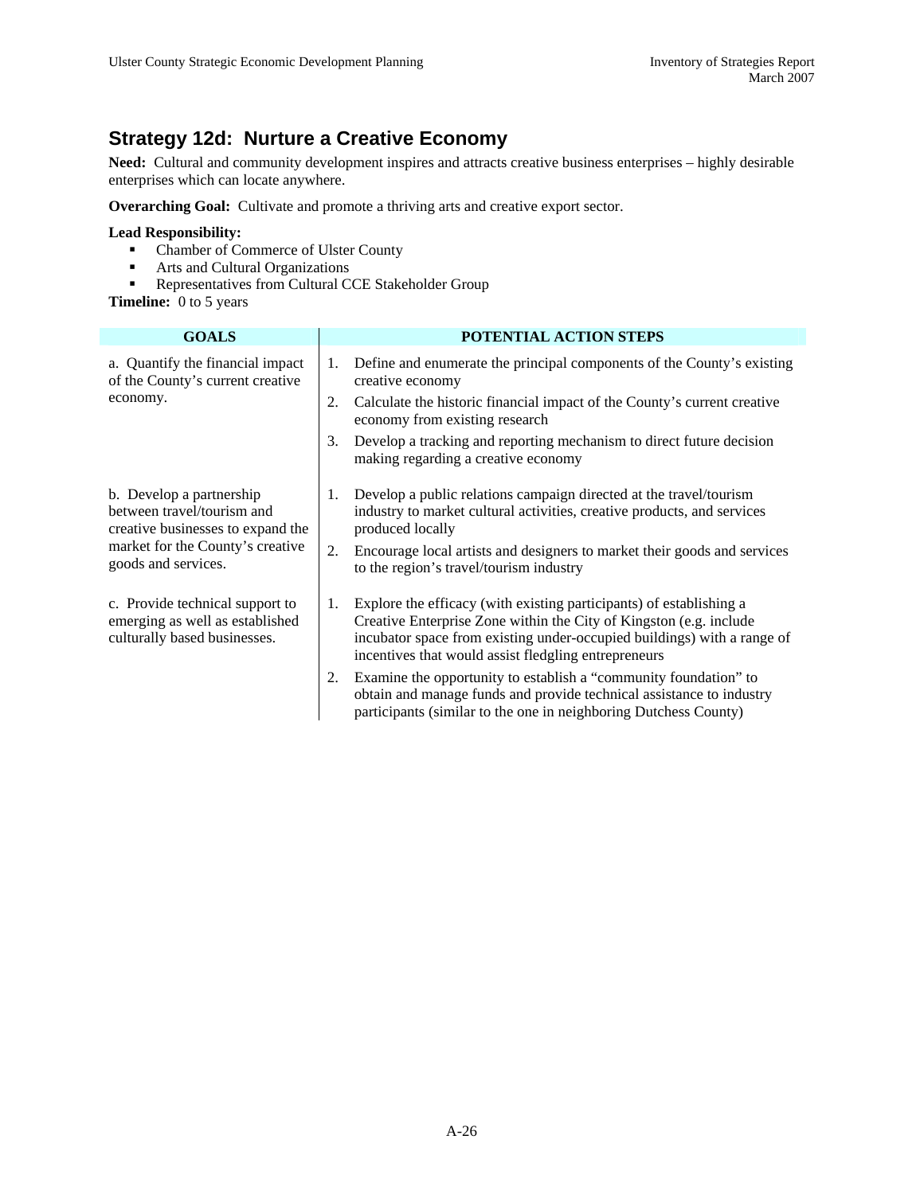## Strategy 12d: Nurture a Creative Economy

**Need:** Cultural and community development inspires and attracts creative business enterprises – highly desirable enterprises which can locate anywhere.

**Overarching Goal:** Cultivate and promote a thriving arts and creative export sector.

**Lead Responsibility:**

- Chamber of Commerce of Ulster County
- Arts and Cultural Organizations
- Representatives from Cultural CCE Stakeholder Group

**Timeline:** 0 to 5 years

| GOALS | POTENTIAL ACTION STEPS |
|---|---|
| a. Quantify the financial impact of the County's current creative economy. | 1. Define and enumerate the principal components of the County's existing creative economy<br>2. Calculate the historic financial impact of the County's current creative economy from existing research<br>3. Develop a tracking and reporting mechanism to direct future decision making regarding a creative economy |
| b. Develop a partnership between travel/tourism and creative businesses to expand the market for the County's creative goods and services. | 1. Develop a public relations campaign directed at the travel/tourism industry to market cultural activities, creative products, and services produced locally<br>2. Encourage local artists and designers to market their goods and services to the region's travel/tourism industry |
| c. Provide technical support to emerging as well as established culturally based businesses. | 1. Explore the efficacy (with existing participants) of establishing a Creative Enterprise Zone within the City of Kingston (e.g. include incubator space from existing under-occupied buildings) with a range of incentives that would assist fledgling entrepreneurs<br>2. Examine the opportunity to establish a "community foundation" to obtain and manage funds and provide technical assistance to industry participants (similar to the one in neighboring Dutchess County) |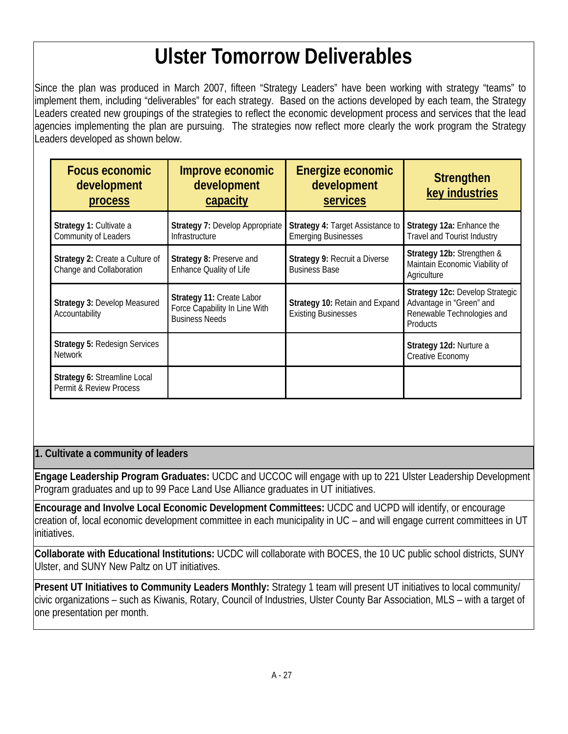# Ulster Tomorrow Deliverables

Since the plan was produced in March 2007, fifteen "Strategy Leaders" have been working with strategy "teams" to implement them, including "deliverables" for each strategy. Based on the actions developed by each team, the Strategy Leaders created new groupings of the strategies to reflect the economic development process and services that the lead agencies implementing the plan are pursuing. The strategies now reflect more clearly the work program the Strategy Leaders developed as shown below.

| Focus economic development process | Improve economic development capacity | Energize economic development services | Strengthen key industries |
|---|---|---|---|
| **Strategy 1:** Cultivate a Community of Leaders | **Strategy 7:** Develop Appropriate Infrastructure | **Strategy 4:** Target Assistance to Emerging Businesses | **Strategy 12a:** Enhance the Travel and Tourist Industry |
| **Strategy 2:** Create a Culture of Change and Collaboration | **Strategy 8:** Preserve and Enhance Quality of Life | **Strategy 9:** Recruit a Diverse Business Base | **Strategy 12b:** Strengthen & Maintain Economic Viability of Agriculture |
| **Strategy 3:** Develop Measured Accountability | **Strategy 11:** Create Labor Force Capability In Line With Business Needs | **Strategy 10:** Retain and Expand Existing Businesses | **Strategy 12c:** Develop Strategic Advantage in "Green" and Renewable Technologies and Products |
| **Strategy 5:** Redesign Services Network | | | **Strategy 12d:** Nurture a Creative Economy |
| **Strategy 6:** Streamline Local Permit & Review Process | | | |

## 1. Cultivate a community of leaders

**Engage Leadership Program Graduates:** UCDC and UCCOC will engage with up to 221 Ulster Leadership Development Program graduates and up to 99 Pace Land Use Alliance graduates in UT initiatives.

**Encourage and Involve Local Economic Development Committees:** UCDC and UCPD will identify, or encourage creation of, local economic development committee in each municipality in UC – and will engage current committees in UT initiatives.

**Collaborate with Educational Institutions:** UCDC will collaborate with BOCES, the 10 UC public school districts, SUNY Ulster, and SUNY New Paltz on UT initiatives.

**Present UT Initiatives to Community Leaders Monthly:** Strategy 1 team will present UT initiatives to local community/civic organizations – such as Kiwanis, Rotary, Council of Industries, Ulster County Bar Association, MLS – with a target of one presentation per month.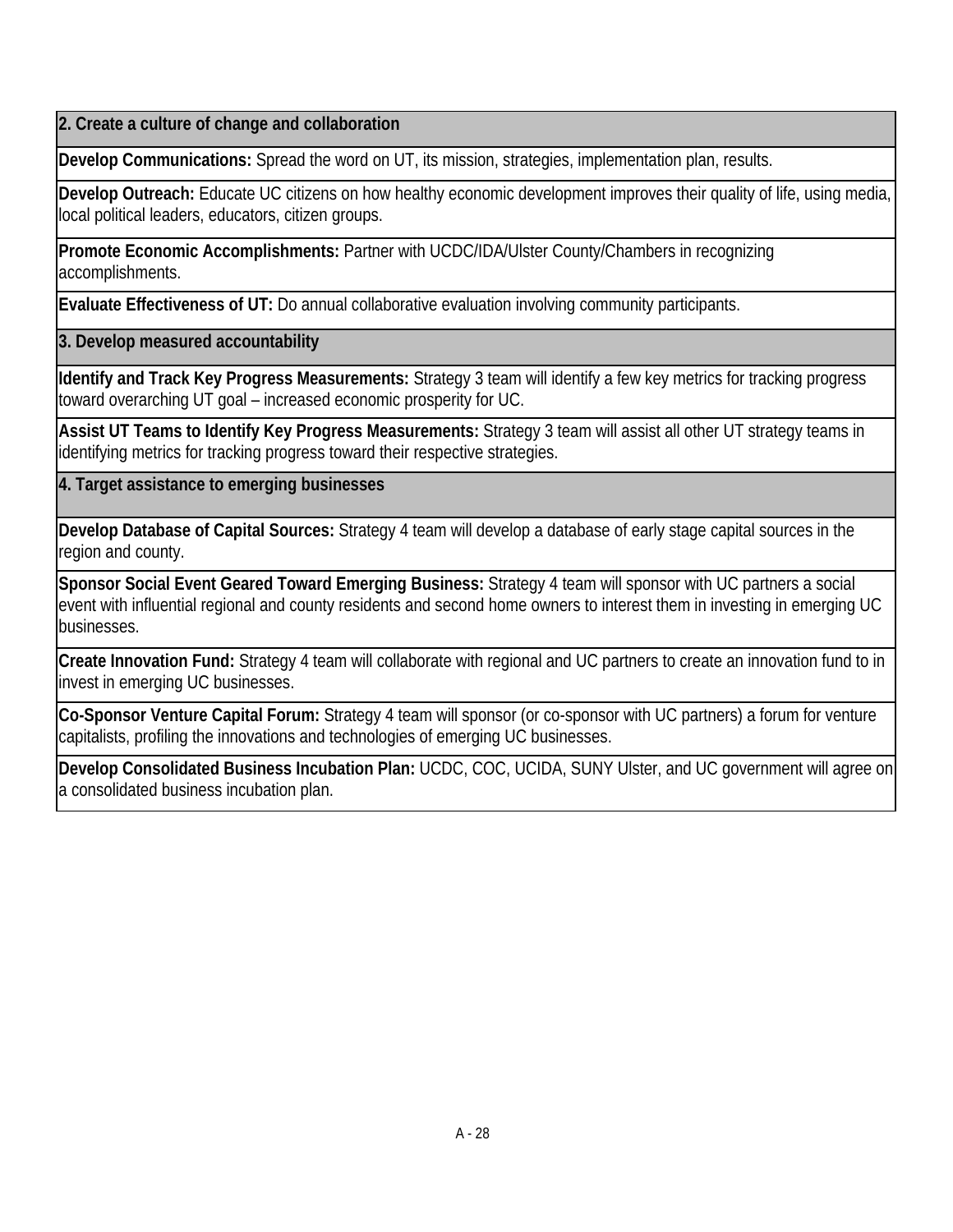| **2. Create a culture of change and collaboration** |
| --- |
| **Develop Communications:** Spread the word on UT, its mission, strategies, implementation plan, results. |
| **Develop Outreach:** Educate UC citizens on how healthy economic development improves their quality of life, using media, local political leaders, educators, citizen groups. |
| **Promote Economic Accomplishments:** Partner with UCDC/IDA/Ulster County/Chambers in recognizing accomplishments. |
| **Evaluate Effectiveness of UT:** Do annual collaborative evaluation involving community participants. |
| **3. Develop measured accountability** |
| **Identify and Track Key Progress Measurements:** Strategy 3 team will identify a few key metrics for tracking progress toward overarching UT goal – increased economic prosperity for UC. |
| **Assist UT Teams to Identify Key Progress Measurements:** Strategy 3 team will assist all other UT strategy teams in identifying metrics for tracking progress toward their respective strategies. |
| **4. Target assistance to emerging businesses** |
| **Develop Database of Capital Sources:** Strategy 4 team will develop a database of early stage capital sources in the region and county. |
| **Sponsor Social Event Geared Toward Emerging Business:** Strategy 4 team will sponsor with UC partners a social event with influential regional and county residents and second home owners to interest them in investing in emerging UC businesses. |
| **Create Innovation Fund:** Strategy 4 team will collaborate with regional and UC partners to create an innovation fund to in invest in emerging UC businesses. |
| **Co-Sponsor Venture Capital Forum:** Strategy 4 team will sponsor (or co-sponsor with UC partners) a forum for venture capitalists, profiling the innovations and technologies of emerging UC businesses. |
| **Develop Consolidated Business Incubation Plan:** UCDC, COC, UCIDA, SUNY Ulster, and UC government will agree on a consolidated business incubation plan. |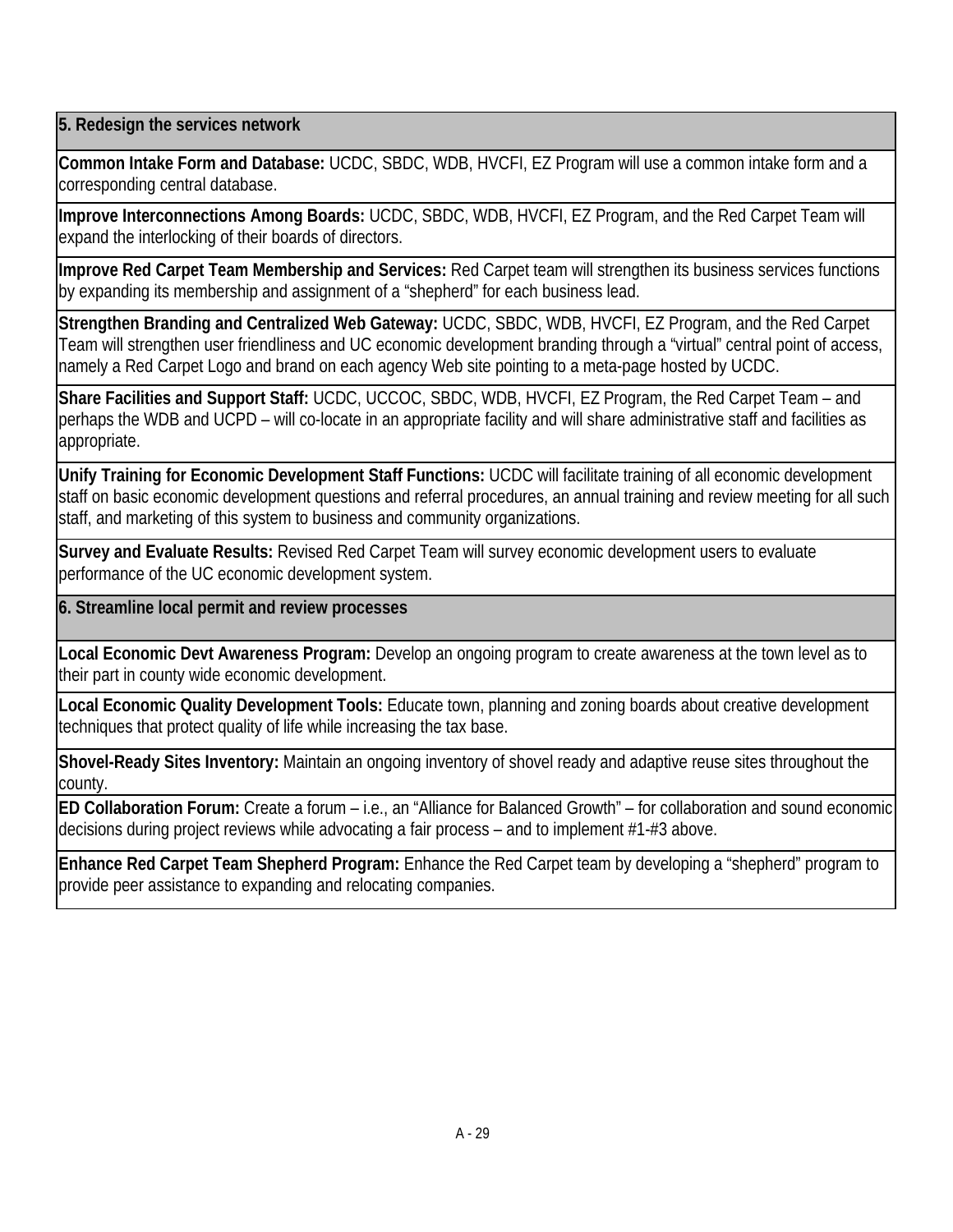**5. Redesign the services network**

**Common Intake Form and Database:** UCDC, SBDC, WDB, HVCFI, EZ Program will use a common intake form and a corresponding central database.

**Improve Interconnections Among Boards:** UCDC, SBDC, WDB, HVCFI, EZ Program, and the Red Carpet Team will expand the interlocking of their boards of directors.

**Improve Red Carpet Team Membership and Services:** Red Carpet team will strengthen its business services functions by expanding its membership and assignment of a "shepherd" for each business lead.

**Strengthen Branding and Centralized Web Gateway:** UCDC, SBDC, WDB, HVCFI, EZ Program, and the Red Carpet Team will strengthen user friendliness and UC economic development branding through a "virtual" central point of access, namely a Red Carpet Logo and brand on each agency Web site pointing to a meta-page hosted by UCDC.

**Share Facilities and Support Staff:** UCDC, UCCOC, SBDC, WDB, HVCFI, EZ Program, the Red Carpet Team – and perhaps the WDB and UCPD – will co-locate in an appropriate facility and will share administrative staff and facilities as appropriate.

**Unify Training for Economic Development Staff Functions:** UCDC will facilitate training of all economic development staff on basic economic development questions and referral procedures, an annual training and review meeting for all such staff, and marketing of this system to business and community organizations.

**Survey and Evaluate Results:** Revised Red Carpet Team will survey economic development users to evaluate performance of the UC economic development system.

**6. Streamline local permit and review processes**

**Local Economic Devt Awareness Program:** Develop an ongoing program to create awareness at the town level as to their part in county wide economic development.

**Local Economic Quality Development Tools:** Educate town, planning and zoning boards about creative development techniques that protect quality of life while increasing the tax base.

**Shovel-Ready Sites Inventory:** Maintain an ongoing inventory of shovel ready and adaptive reuse sites throughout the county.

**ED Collaboration Forum:** Create a forum – i.e., an "Alliance for Balanced Growth" – for collaboration and sound economic decisions during project reviews while advocating a fair process – and to implement #1-#3 above.

**Enhance Red Carpet Team Shepherd Program:** Enhance the Red Carpet team by developing a "shepherd" program to provide peer assistance to expanding and relocating companies.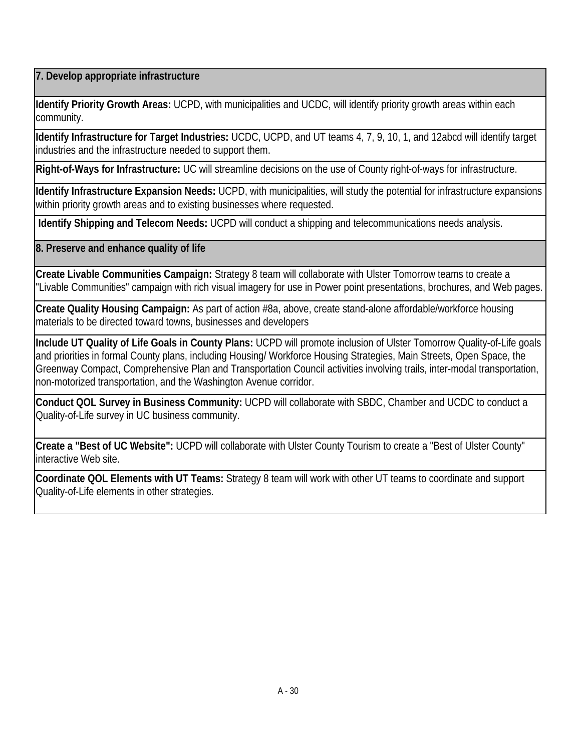| 7. Develop appropriate infrastructure |
|---|
| **Identify Priority Growth Areas:** UCPD, with municipalities and UCDC, will identify priority growth areas within each community. |
| **Identify Infrastructure for Target Industries:** UCDC, UCPD, and UT teams 4, 7, 9, 10, 1, and 12abcd will identify target industries and the infrastructure needed to support them. |
| **Right-of-Ways for Infrastructure:** UC will streamline decisions on the use of County right-of-ways for infrastructure. |
| **Identify Infrastructure Expansion Needs:** UCPD, with municipalities, will study the potential for infrastructure expansions within priority growth areas and to existing businesses where requested. |
| **Identify Shipping and Telecom Needs:** UCPD will conduct a shipping and telecommunications needs analysis. |
| **8. Preserve and enhance quality of life** |
| **Create Livable Communities Campaign:** Strategy 8 team will collaborate with Ulster Tomorrow teams to create a "Livable Communities" campaign with rich visual imagery for use in Power point presentations, brochures, and Web pages. |
| **Create Quality Housing Campaign:** As part of action #8a, above, create stand-alone affordable/workforce housing materials to be directed toward towns, businesses and developers |
| **Include UT Quality of Life Goals in County Plans:** UCPD will promote inclusion of Ulster Tomorrow Quality-of-Life goals and priorities in formal County plans, including Housing/ Workforce Housing Strategies, Main Streets, Open Space, the Greenway Compact, Comprehensive Plan and Transportation Council activities involving trails, inter-modal transportation, non-motorized transportation, and the Washington Avenue corridor. |
| **Conduct QOL Survey in Business Community:** UCPD will collaborate with SBDC, Chamber and UCDC to conduct a Quality-of-Life survey in UC business community. |
| **Create a "Best of UC Website":** UCPD will collaborate with Ulster County Tourism to create a "Best of Ulster County" interactive Web site. |
| **Coordinate QOL Elements with UT Teams:** Strategy 8 team will work with other UT teams to coordinate and support Quality-of-Life elements in other strategies. |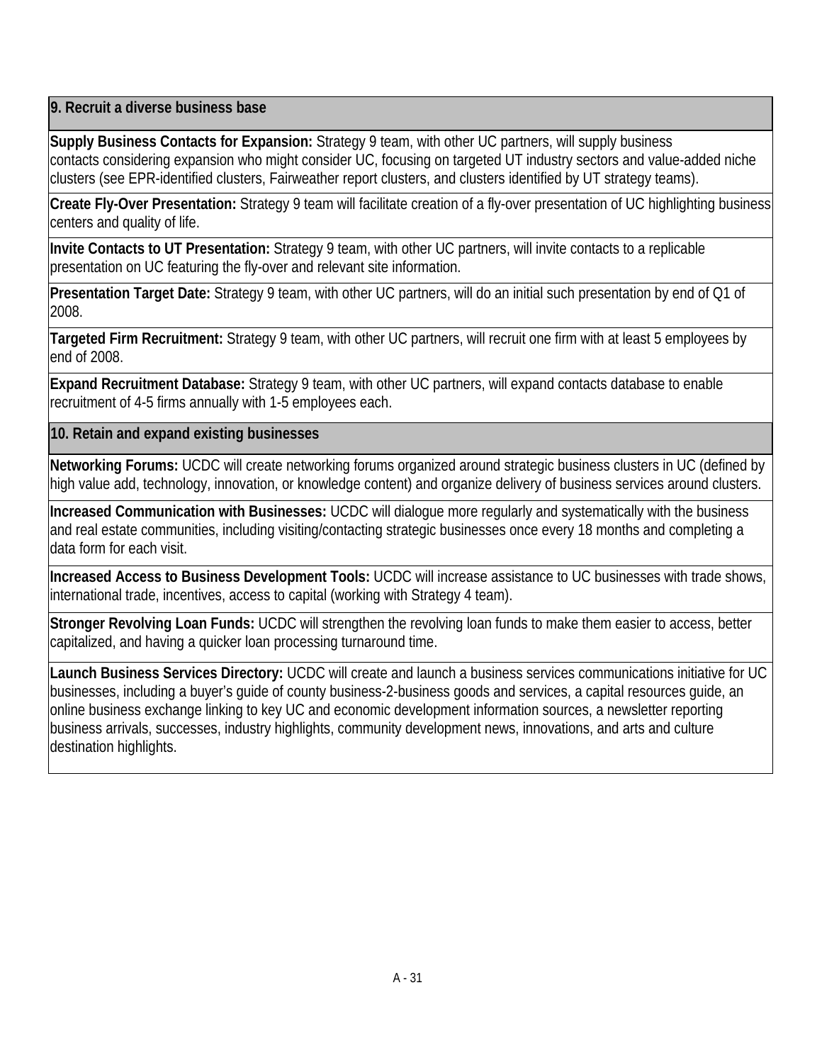| 9. Recruit a diverse business base |
|---|
| **Supply Business Contacts for Expansion:** Strategy 9 team, with other UC partners, will supply business contacts considering expansion who might consider UC, focusing on targeted UT industry sectors and value-added niche clusters (see EPR-identified clusters, Fairweather report clusters, and clusters identified by UT strategy teams). |
| **Create Fly-Over Presentation:** Strategy 9 team will facilitate creation of a fly-over presentation of UC highlighting business centers and quality of life. |
| **Invite Contacts to UT Presentation:** Strategy 9 team, with other UC partners, will invite contacts to a replicable presentation on UC featuring the fly-over and relevant site information. |
| **Presentation Target Date:** Strategy 9 team, with other UC partners, will do an initial such presentation by end of Q1 of 2008. |
| **Targeted Firm Recruitment:** Strategy 9 team, with other UC partners, will recruit one firm with at least 5 employees by end of 2008. |
| **Expand Recruitment Database:** Strategy 9 team, with other UC partners, will expand contacts database to enable recruitment of 4-5 firms annually with 1-5 employees each. |
| **10. Retain and expand existing businesses** |
| **Networking Forums:** UCDC will create networking forums organized around strategic business clusters in UC (defined by high value add, technology, innovation, or knowledge content) and organize delivery of business services around clusters. |
| **Increased Communication with Businesses:** UCDC will dialogue more regularly and systematically with the business and real estate communities, including visiting/contacting strategic businesses once every 18 months and completing a data form for each visit. |
| **Increased Access to Business Development Tools:** UCDC will increase assistance to UC businesses with trade shows, international trade, incentives, access to capital (working with Strategy 4 team). |
| **Stronger Revolving Loan Funds:** UCDC will strengthen the revolving loan funds to make them easier to access, better capitalized, and having a quicker loan processing turnaround time. |
| **Launch Business Services Directory:** UCDC will create and launch a business services communications initiative for UC businesses, including a buyer's guide of county business-2-business goods and services, a capital resources guide, an online business exchange linking to key UC and economic development information sources, a newsletter reporting business arrivals, successes, industry highlights, community development news, innovations, and arts and culture destination highlights. |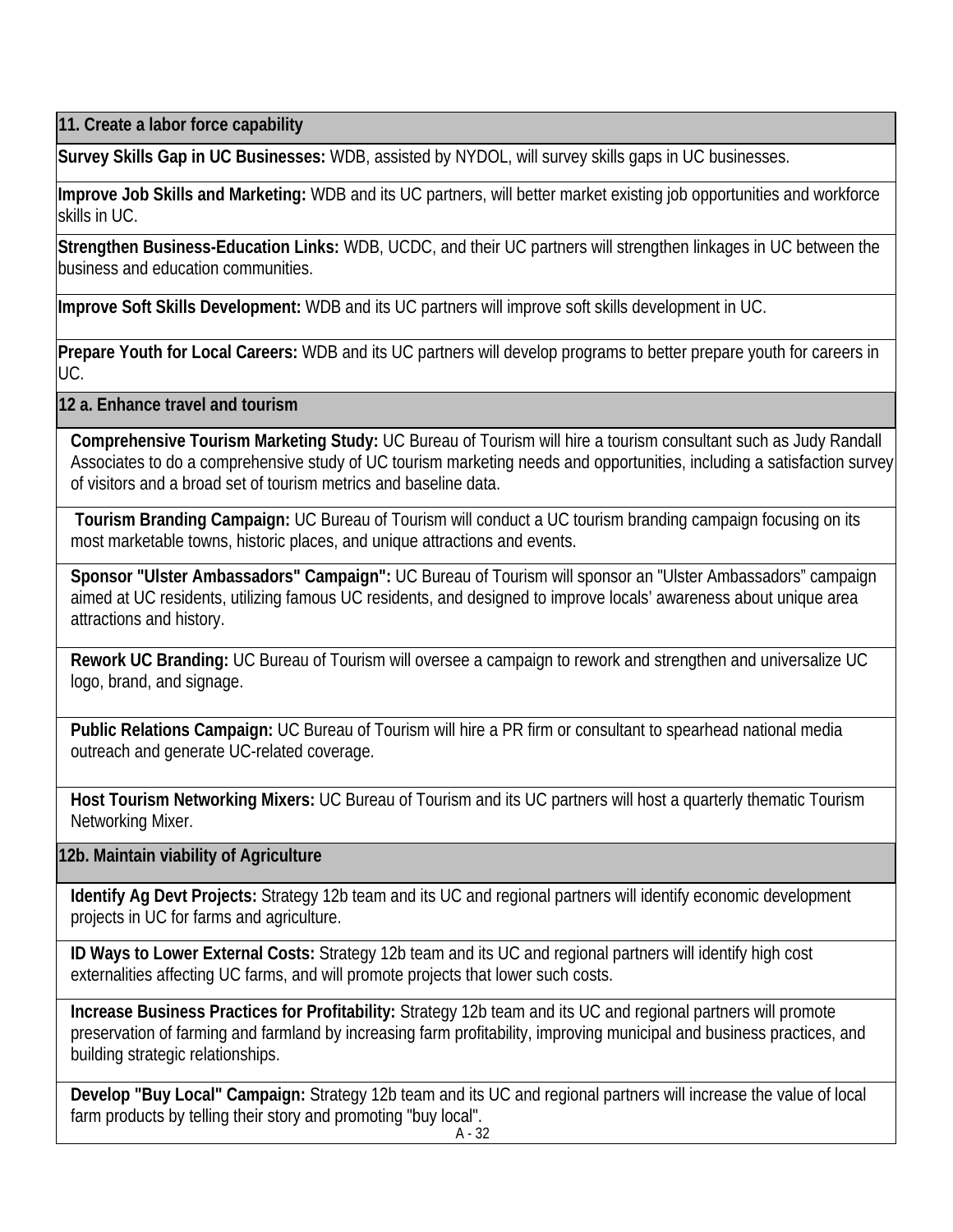| 11. Create a labor force capability |
|---|
| **Survey Skills Gap in UC Businesses:** WDB, assisted by NYDOL, will survey skills gaps in UC businesses. |
| **Improve Job Skills and Marketing:** WDB and its UC partners, will better market existing job opportunities and workforce skills in UC. |
| **Strengthen Business-Education Links:** WDB, UCDC, and their UC partners will strengthen linkages in UC between the business and education communities. |
| **Improve Soft Skills Development:** WDB and its UC partners will improve soft skills development in UC. |
| **Prepare Youth for Local Careers:** WDB and its UC partners will develop programs to better prepare youth for careers in UC. |
| **12 a. Enhance travel and tourism** |
| **Comprehensive Tourism Marketing Study:** UC Bureau of Tourism will hire a tourism consultant such as Judy Randall Associates to do a comprehensive study of UC tourism marketing needs and opportunities, including a satisfaction survey of visitors and a broad set of tourism metrics and baseline data. |
| **Tourism Branding Campaign:** UC Bureau of Tourism will conduct a UC tourism branding campaign focusing on its most marketable towns, historic places, and unique attractions and events. |
| **Sponsor "Ulster Ambassadors" Campaign":** UC Bureau of Tourism will sponsor an "Ulster Ambassadors" campaign aimed at UC residents, utilizing famous UC residents, and designed to improve locals' awareness about unique area attractions and history. |
| **Rework UC Branding:** UC Bureau of Tourism will oversee a campaign to rework and strengthen and universalize UC logo, brand, and signage. |
| **Public Relations Campaign:** UC Bureau of Tourism will hire a PR firm or consultant to spearhead national media outreach and generate UC-related coverage. |
| **Host Tourism Networking Mixers:** UC Bureau of Tourism and its UC partners will host a quarterly thematic Tourism Networking Mixer. |
| **12b. Maintain viability of Agriculture** |
| **Identify Ag Devt Projects:** Strategy 12b team and its UC and regional partners will identify economic development projects in UC for farms and agriculture. |
| **ID Ways to Lower External Costs:** Strategy 12b team and its UC and regional partners will identify high cost externalities affecting UC farms, and will promote projects that lower such costs. |
| **Increase Business Practices for Profitability:** Strategy 12b team and its UC and regional partners will promote preservation of farming and farmland by increasing farm profitability, improving municipal and business practices, and building strategic relationships. |
| **Develop "Buy Local" Campaign:** Strategy 12b team and its UC and regional partners will increase the value of local farm products by telling their story and promoting "buy local". |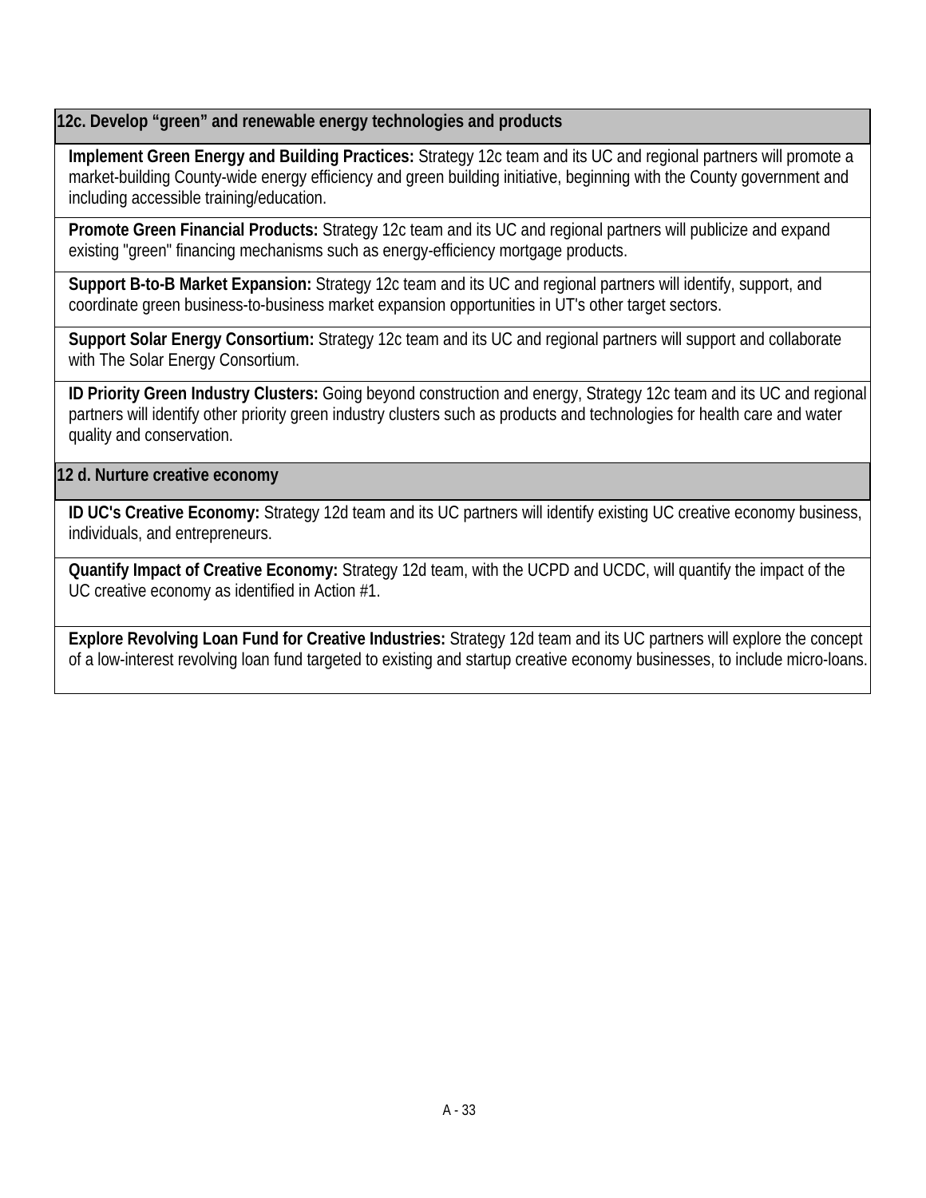| 12c. Develop "green" and renewable energy technologies and products |
|---|
| **Implement Green Energy and Building Practices:** Strategy 12c team and its UC and regional partners will promote a market-building County-wide energy efficiency and green building initiative, beginning with the County government and including accessible training/education. |
| **Promote Green Financial Products:** Strategy 12c team and its UC and regional partners will publicize and expand existing "green" financing mechanisms such as energy-efficiency mortgage products. |
| **Support B-to-B Market Expansion:** Strategy 12c team and its UC and regional partners will identify, support, and coordinate green business-to-business market expansion opportunities in UT's other target sectors. |
| **Support Solar Energy Consortium:** Strategy 12c team and its UC and regional partners will support and collaborate with The Solar Energy Consortium. |
| **ID Priority Green Industry Clusters:** Going beyond construction and energy, Strategy 12c team and its UC and regional partners will identify other priority green industry clusters such as products and technologies for health care and water quality and conservation. |
| **12 d. Nurture creative economy** |
| **ID UC's Creative Economy:** Strategy 12d team and its UC partners will identify existing UC creative economy business, individuals, and entrepreneurs. |
| **Quantify Impact of Creative Economy:** Strategy 12d team, with the UCPD and UCDC, will quantify the impact of the UC creative economy as identified in Action #1. |
| **Explore Revolving Loan Fund for Creative Industries:** Strategy 12d team and its UC partners will explore the concept of a low-interest revolving loan fund targeted to existing and startup creative economy businesses, to include micro-loans. |